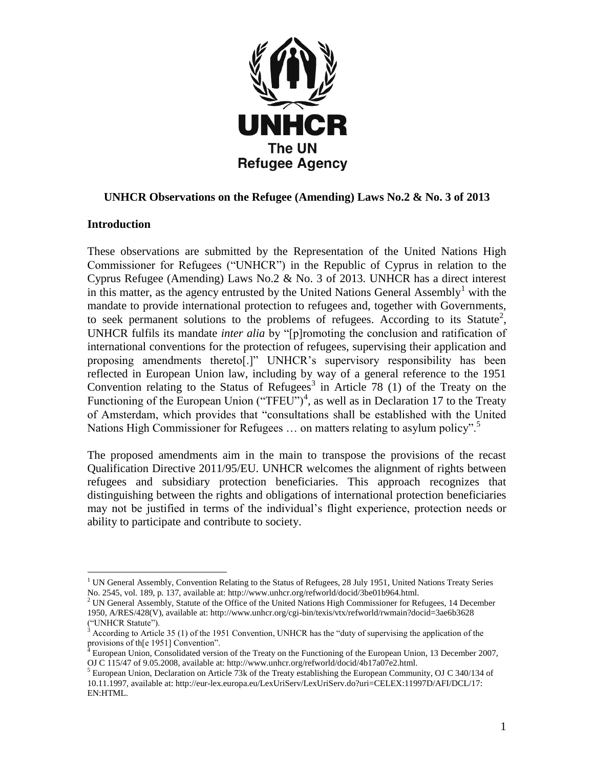UNHCR

The UN Refugee Agency

**UNHCR Observations on the Refugee (Amending) Laws No.2 & No. 3 of 2013**

## Introduction

These observations are submitted by the Representation of the United Nations High Commissioner for Refugees ("UNHCR") in the Republic of Cyprus in relation to the Cyprus Refugee (Amending) Laws No.2 & No. 3 of 2013. UNHCR has a direct interest in this matter, as the agency entrusted by the United Nations General Assembly[1] with the mandate to provide international protection to refugees and, together with Governments, to seek permanent solutions to the problems of refugees. According to its Statute[2], UNHCR fulfils its mandate *inter alia* by "[p]romoting the conclusion and ratification of international conventions for the protection of refugees, supervising their application and proposing amendments thereto[.]" UNHCR's supervisory responsibility has been reflected in European Union law, including by way of a general reference to the 1951 Convention relating to the Status of Refugees[3] in Article 78 (1) of the Treaty on the Functioning of the European Union ("TFEU")[4], as well as in Declaration 17 to the Treaty of Amsterdam, which provides that "consultations shall be established with the United Nations High Commissioner for Refugees … on matters relating to asylum policy".[5]

The proposed amendments aim in the main to transpose the provisions of the recast Qualification Directive 2011/95/EU. UNHCR welcomes the alignment of rights between refugees and subsidiary protection beneficiaries. This approach recognizes that distinguishing between the rights and obligations of international protection beneficiaries may not be justified in terms of the individual's flight experience, protection needs or ability to participate and contribute to society.

---

[1] UN General Assembly, Convention Relating to the Status of Refugees, 28 July 1951, United Nations Treaty Series No. 2545, vol. 189, p. 137, available at: http://www.unhcr.org/refworld/docid/3be01b964.html.

[2] UN General Assembly, Statute of the Office of the United Nations High Commissioner for Refugees, 14 December 1950, A/RES/428(V), available at: http://www.unhcr.org/cgi-bin/texis/vtx/refworld/rwmain?docid=3ae6b3628 ("UNHCR Statute").

[3] According to Article 35 (1) of the 1951 Convention, UNHCR has the "duty of supervising the application of the provisions of th[e 1951] Convention".

[4] European Union, Consolidated version of the Treaty on the Functioning of the European Union, 13 December 2007, OJ C 115/47 of 9.05.2008, available at: http://www.unhcr.org/refworld/docid/4b17a07e2.html.

[5] European Union, Declaration on Article 73k of the Treaty establishing the European Community, OJ C 340/134 of 10.11.1997, available at: http://eur-lex.europa.eu/LexUriServ/LexUriServ.do?uri=CELEX:11997D/AFI/DCL/17:EN:HTML.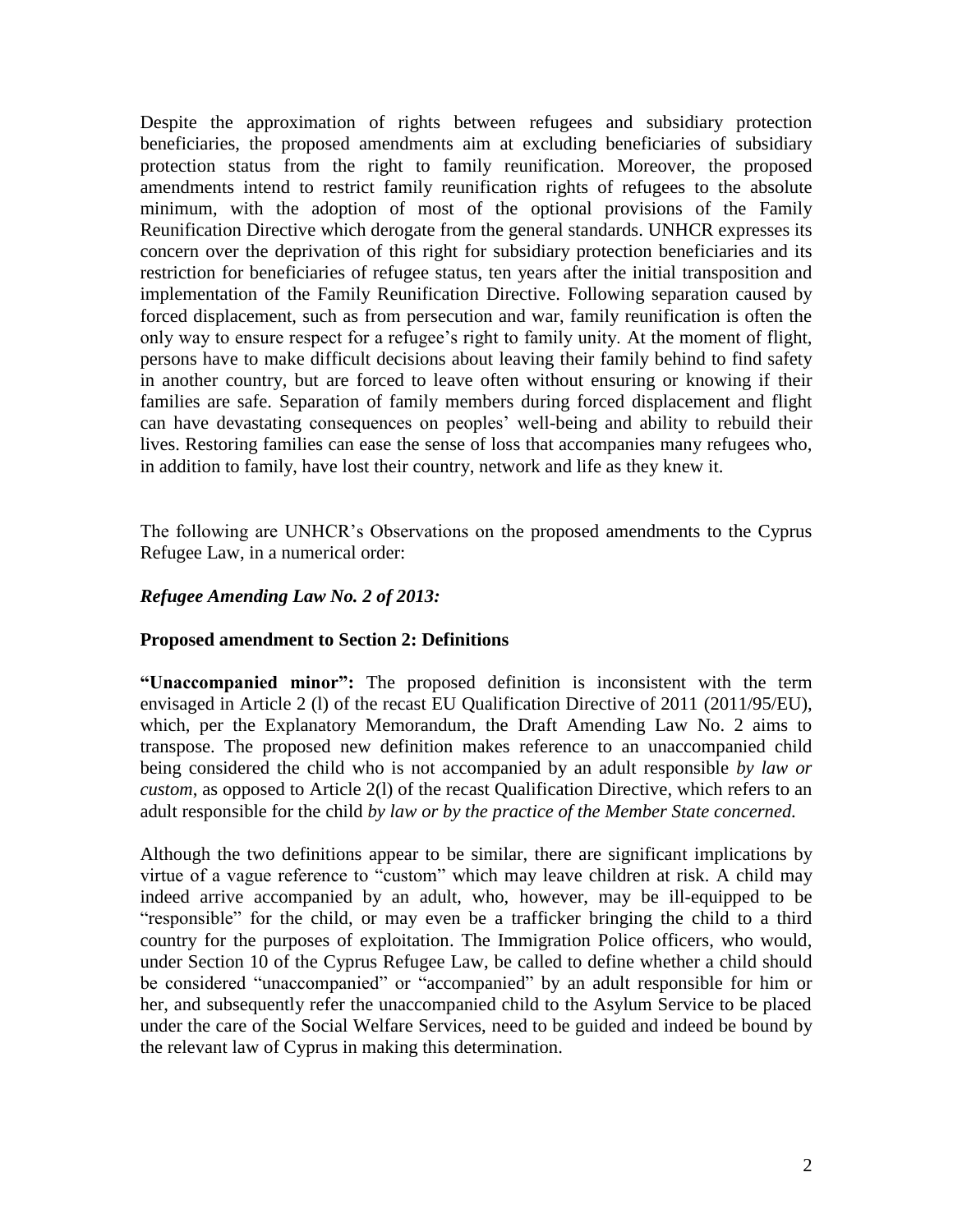Despite the approximation of rights between refugees and subsidiary protection beneficiaries, the proposed amendments aim at excluding beneficiaries of subsidiary protection status from the right to family reunification. Moreover, the proposed amendments intend to restrict family reunification rights of refugees to the absolute minimum, with the adoption of most of the optional provisions of the Family Reunification Directive which derogate from the general standards. UNHCR expresses its concern over the deprivation of this right for subsidiary protection beneficiaries and its restriction for beneficiaries of refugee status, ten years after the initial transposition and implementation of the Family Reunification Directive. Following separation caused by forced displacement, such as from persecution and war, family reunification is often the only way to ensure respect for a refugee's right to family unity. At the moment of flight, persons have to make difficult decisions about leaving their family behind to find safety in another country, but are forced to leave often without ensuring or knowing if their families are safe. Separation of family members during forced displacement and flight can have devastating consequences on peoples' well-being and ability to rebuild their lives. Restoring families can ease the sense of loss that accompanies many refugees who, in addition to family, have lost their country, network and life as they knew it.

The following are UNHCR's Observations on the proposed amendments to the Cyprus Refugee Law, in a numerical order:

***Refugee Amending Law No. 2 of 2013:***

**Proposed amendment to Section 2: Definitions**

**"Unaccompanied minor":** The proposed definition is inconsistent with the term envisaged in Article 2 (l) of the recast EU Qualification Directive of 2011 (2011/95/EU), which, per the Explanatory Memorandum, the Draft Amending Law No. 2 aims to transpose. The proposed new definition makes reference to an unaccompanied child being considered the child who is not accompanied by an adult responsible *by law or custom*, as opposed to Article 2(l) of the recast Qualification Directive, which refers to an adult responsible for the child *by law or by the practice of the Member State concerned.*

Although the two definitions appear to be similar, there are significant implications by virtue of a vague reference to "custom" which may leave children at risk. A child may indeed arrive accompanied by an adult, who, however, may be ill-equipped to be "responsible" for the child, or may even be a trafficker bringing the child to a third country for the purposes of exploitation. The Immigration Police officers, who would, under Section 10 of the Cyprus Refugee Law, be called to define whether a child should be considered "unaccompanied" or "accompanied" by an adult responsible for him or her, and subsequently refer the unaccompanied child to the Asylum Service to be placed under the care of the Social Welfare Services, need to be guided and indeed be bound by the relevant law of Cyprus in making this determination.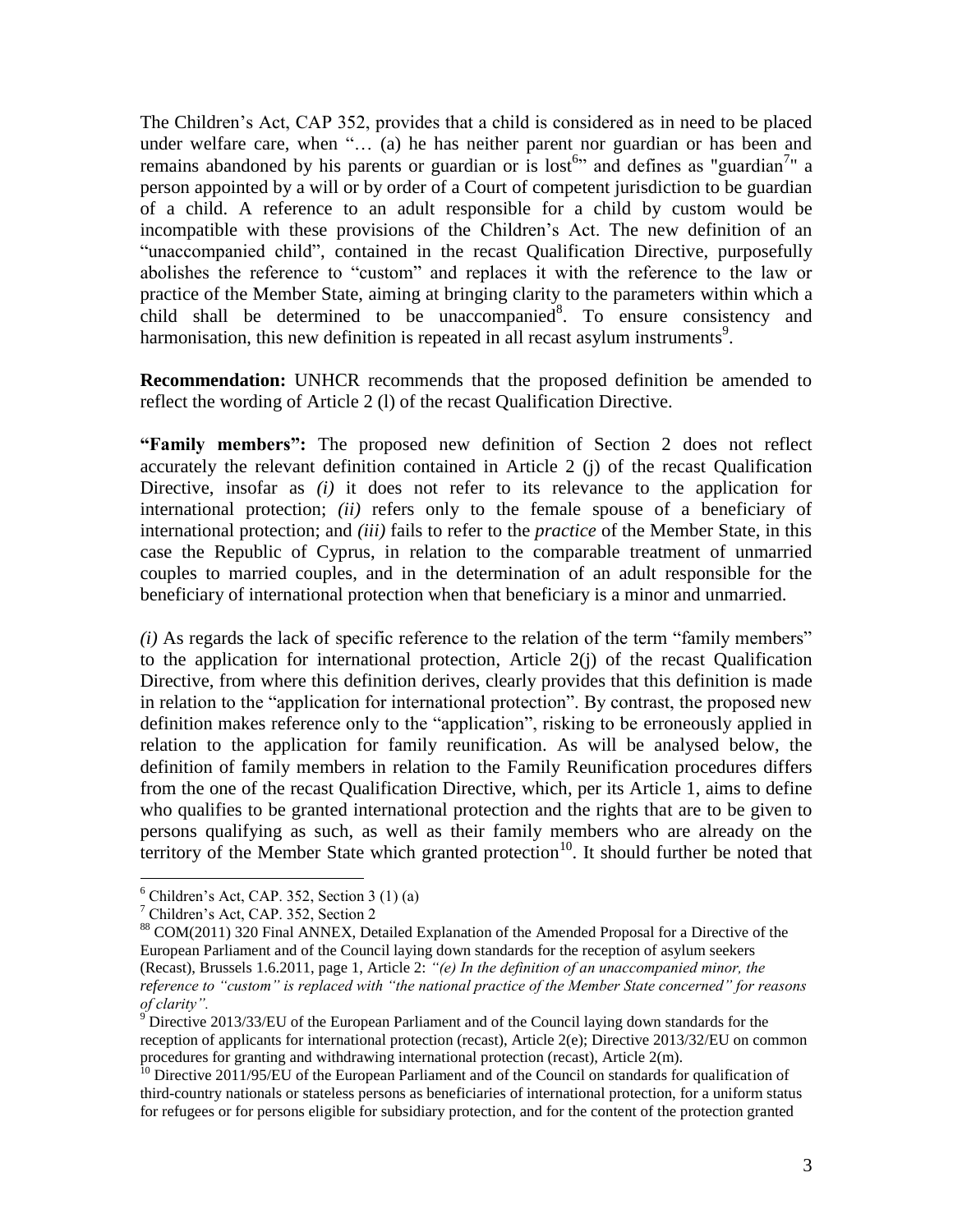The Children's Act, CAP 352, provides that a child is considered as in need to be placed under welfare care, when "… (a) he has neither parent nor guardian or has been and remains abandoned by his parents or guardian or is lost[6]" and defines as "guardian[7]" a person appointed by a will or by order of a Court of competent jurisdiction to be guardian of a child. A reference to an adult responsible for a child by custom would be incompatible with these provisions of the Children's Act. The new definition of an "unaccompanied child", contained in the recast Qualification Directive, purposefully abolishes the reference to "custom" and replaces it with the reference to the law or practice of the Member State, aiming at bringing clarity to the parameters within which a child shall be determined to be unaccompanied[8]. To ensure consistency and harmonisation, this new definition is repeated in all recast asylum instruments[9].

**Recommendation:** UNHCR recommends that the proposed definition be amended to reflect the wording of Article 2 (l) of the recast Qualification Directive.

**"Family members":** The proposed new definition of Section 2 does not reflect accurately the relevant definition contained in Article 2 (j) of the recast Qualification Directive, insofar as *(i)* it does not refer to its relevance to the application for international protection; *(ii)* refers only to the female spouse of a beneficiary of international protection; and *(iii)* fails to refer to the *practice* of the Member State, in this case the Republic of Cyprus, in relation to the comparable treatment of unmarried couples to married couples, and in the determination of an adult responsible for the beneficiary of international protection when that beneficiary is a minor and unmarried.

*(i)* As regards the lack of specific reference to the relation of the term "family members" to the application for international protection, Article 2(j) of the recast Qualification Directive, from where this definition derives, clearly provides that this definition is made in relation to the "application for international protection". By contrast, the proposed new definition makes reference only to the "application", risking to be erroneously applied in relation to the application for family reunification. As will be analysed below, the definition of family members in relation to the Family Reunification procedures differs from the one of the recast Qualification Directive, which, per its Article 1, aims to define who qualifies to be granted international protection and the rights that are to be given to persons qualifying as such, as well as their family members who are already on the territory of the Member State which granted protection[10]. It should further be noted that

---

[6] Children's Act, CAP. 352, Section 3 (1) (a)

[7] Children's Act, CAP. 352, Section 2

[88] COM(2011) 320 Final ANNEX, Detailed Explanation of the Amended Proposal for a Directive of the European Parliament and of the Council laying down standards for the reception of asylum seekers (Recast), Brussels 1.6.2011, page 1, Article 2: *"(e) In the definition of an unaccompanied minor, the reference to "custom" is replaced with "the national practice of the Member State concerned" for reasons of clarity".*

[9] Directive 2013/33/EU of the European Parliament and of the Council laying down standards for the reception of applicants for international protection (recast), Article 2(e); Directive 2013/32/EU on common procedures for granting and withdrawing international protection (recast), Article 2(m).

[10] Directive 2011/95/EU of the European Parliament and of the Council on standards for qualification of third-country nationals or stateless persons as beneficiaries of international protection, for a uniform status for refugees or for persons eligible for subsidiary protection, and for the content of the protection granted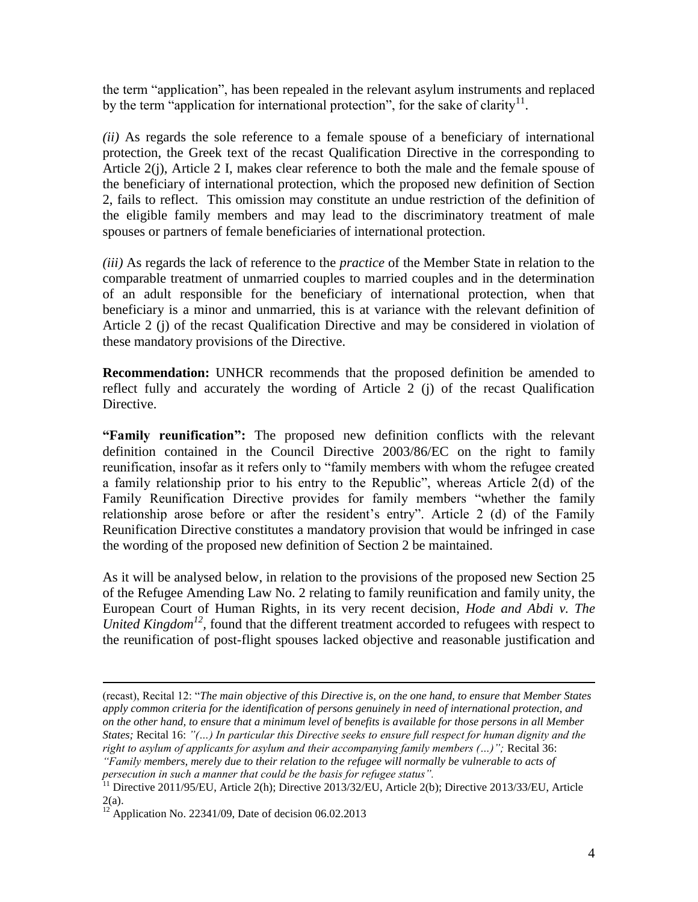the term "application", has been repealed in the relevant asylum instruments and replaced by the term "application for international protection", for the sake of clarity[11].

*(ii)* As regards the sole reference to a female spouse of a beneficiary of international protection, the Greek text of the recast Qualification Directive in the corresponding to Article 2(j), Article 2 I, makes clear reference to both the male and the female spouse of the beneficiary of international protection, which the proposed new definition of Section 2, fails to reflect. This omission may constitute an undue restriction of the definition of the eligible family members and may lead to the discriminatory treatment of male spouses or partners of female beneficiaries of international protection.

*(iii)* As regards the lack of reference to the *practice* of the Member State in relation to the comparable treatment of unmarried couples to married couples and in the determination of an adult responsible for the beneficiary of international protection, when that beneficiary is a minor and unmarried, this is at variance with the relevant definition of Article 2 (j) of the recast Qualification Directive and may be considered in violation of these mandatory provisions of the Directive.

**Recommendation:** UNHCR recommends that the proposed definition be amended to reflect fully and accurately the wording of Article 2 (j) of the recast Qualification Directive.

**"Family reunification":** The proposed new definition conflicts with the relevant definition contained in the Council Directive 2003/86/EC on the right to family reunification, insofar as it refers only to "family members with whom the refugee created a family relationship prior to his entry to the Republic", whereas Article 2(d) of the Family Reunification Directive provides for family members "whether the family relationship arose before or after the resident's entry". Article 2 (d) of the Family Reunification Directive constitutes a mandatory provision that would be infringed in case the wording of the proposed new definition of Section 2 be maintained.

As it will be analysed below, in relation to the provisions of the proposed new Section 25 of the Refugee Amending Law No. 2 relating to family reunification and family unity, the European Court of Human Rights, in its very recent decision, *Hode and Abdi v. The United Kingdom*[12], found that the different treatment accorded to refugees with respect to the reunification of post-flight spouses lacked objective and reasonable justification and

---

(recast), Recital 12: "*The main objective of this Directive is, on the one hand, to ensure that Member States apply common criteria for the identification of persons genuinely in need of international protection, and on the other hand, to ensure that a minimum level of benefits is available for those persons in all Member States;* Recital 16: *"(…) In particular this Directive seeks to ensure full respect for human dignity and the right to asylum of applicants for asylum and their accompanying family members (…)";* Recital 36: *"Family members, merely due to their relation to the refugee will normally be vulnerable to acts of persecution in such a manner that could be the basis for refugee status".*

[11] Directive 2011/95/EU, Article 2(h); Directive 2013/32/EU, Article 2(b); Directive 2013/33/EU, Article 2(a).

[12] Application No. 22341/09, Date of decision 06.02.2013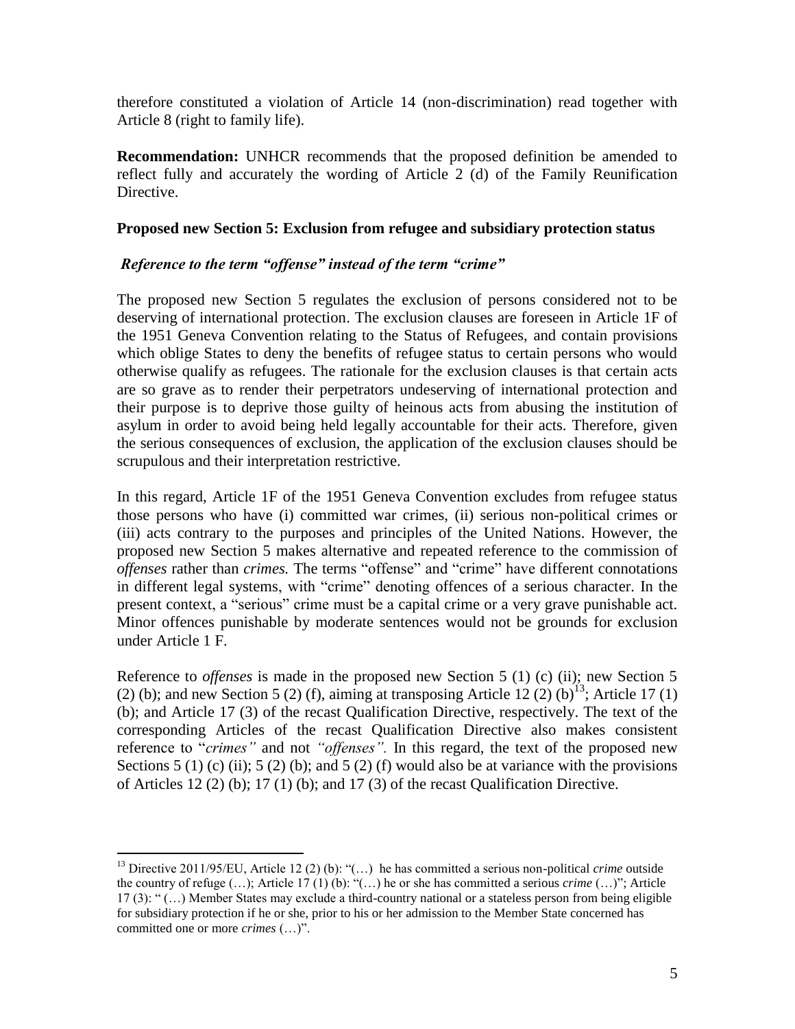therefore constituted a violation of Article 14 (non-discrimination) read together with Article 8 (right to family life).

**Recommendation:** UNHCR recommends that the proposed definition be amended to reflect fully and accurately the wording of Article 2 (d) of the Family Reunification Directive.

**Proposed new Section 5: Exclusion from refugee and subsidiary protection status**

***Reference to the term "offense" instead of the term "crime"***

The proposed new Section 5 regulates the exclusion of persons considered not to be deserving of international protection. The exclusion clauses are foreseen in Article 1F of the 1951 Geneva Convention relating to the Status of Refugees, and contain provisions which oblige States to deny the benefits of refugee status to certain persons who would otherwise qualify as refugees. The rationale for the exclusion clauses is that certain acts are so grave as to render their perpetrators undeserving of international protection and their purpose is to deprive those guilty of heinous acts from abusing the institution of asylum in order to avoid being held legally accountable for their acts. Therefore, given the serious consequences of exclusion, the application of the exclusion clauses should be scrupulous and their interpretation restrictive.

In this regard, Article 1F of the 1951 Geneva Convention excludes from refugee status those persons who have (i) committed war crimes, (ii) serious non-political crimes or (iii) acts contrary to the purposes and principles of the United Nations. However, the proposed new Section 5 makes alternative and repeated reference to the commission of *offenses* rather than *crimes.* The terms "offense" and "crime" have different connotations in different legal systems, with "crime" denoting offences of a serious character. In the present context, a "serious" crime must be a capital crime or a very grave punishable act. Minor offences punishable by moderate sentences would not be grounds for exclusion under Article 1 F.

Reference to *offenses* is made in the proposed new Section 5 (1) (c) (ii); new Section 5 (2) (b); and new Section 5 (2) (f), aiming at transposing Article 12 (2) (b)[13]; Article 17 (1) (b); and Article 17 (3) of the recast Qualification Directive, respectively. The text of the corresponding Articles of the recast Qualification Directive also makes consistent reference to "*crimes"* and not *"offenses".* In this regard, the text of the proposed new Sections 5 (1) (c) (ii); 5 (2) (b); and 5 (2) (f) would also be at variance with the provisions of Articles 12 (2) (b); 17 (1) (b); and 17 (3) of the recast Qualification Directive.

[13] Directive 2011/95/EU, Article 12 (2) (b): "(…) he has committed a serious non-political *crime* outside the country of refuge (…); Article 17 (1) (b): "(…) he or she has committed a serious *crime* (…)"; Article 17 (3): " (…) Member States may exclude a third-country national or a stateless person from being eligible for subsidiary protection if he or she, prior to his or her admission to the Member State concerned has committed one or more *crimes* (…)".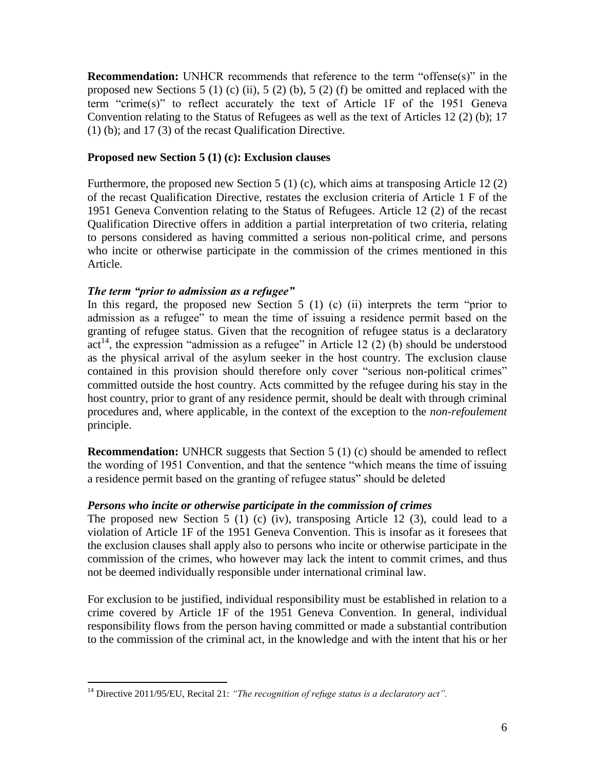**Recommendation:** UNHCR recommends that reference to the term "offense(s)" in the proposed new Sections 5 (1) (c) (ii), 5 (2) (b), 5 (2) (f) be omitted and replaced with the term "crime(s)" to reflect accurately the text of Article 1F of the 1951 Geneva Convention relating to the Status of Refugees as well as the text of Articles 12 (2) (b); 17 (1) (b); and 17 (3) of the recast Qualification Directive.

### Proposed new Section 5 (1) (c): Exclusion clauses

Furthermore, the proposed new Section 5 (1) (c), which aims at transposing Article 12 (2) of the recast Qualification Directive, restates the exclusion criteria of Article 1 F of the 1951 Geneva Convention relating to the Status of Refugees. Article 12 (2) of the recast Qualification Directive offers in addition a partial interpretation of two criteria, relating to persons considered as having committed a serious non-political crime, and persons who incite or otherwise participate in the commission of the crimes mentioned in this Article.

#### *The term "prior to admission as a refugee"*

In this regard, the proposed new Section 5 (1) (c) (ii) interprets the term "prior to admission as a refugee" to mean the time of issuing a residence permit based on the granting of refugee status. Given that the recognition of refugee status is a declaratory act[14], the expression "admission as a refugee" in Article 12 (2) (b) should be understood as the physical arrival of the asylum seeker in the host country. The exclusion clause contained in this provision should therefore only cover "serious non-political crimes" committed outside the host country. Acts committed by the refugee during his stay in the host country, prior to grant of any residence permit, should be dealt with through criminal procedures and, where applicable, in the context of the exception to the *non-refoulement* principle.

**Recommendation:** UNHCR suggests that Section 5 (1) (c) should be amended to reflect the wording of 1951 Convention, and that the sentence "which means the time of issuing a residence permit based on the granting of refugee status" should be deleted

#### *Persons who incite or otherwise participate in the commission of crimes*

The proposed new Section 5 (1) (c) (iv), transposing Article 12 (3), could lead to a violation of Article 1F of the 1951 Geneva Convention. This is insofar as it foresees that the exclusion clauses shall apply also to persons who incite or otherwise participate in the commission of the crimes, who however may lack the intent to commit crimes, and thus not be deemed individually responsible under international criminal law.

For exclusion to be justified, individual responsibility must be established in relation to a crime covered by Article 1F of the 1951 Geneva Convention. In general, individual responsibility flows from the person having committed or made a substantial contribution to the commission of the criminal act, in the knowledge and with the intent that his or her

---

[14] Directive 2011/95/EU, Recital 21: *"The recognition of refuge status is a declaratory act".*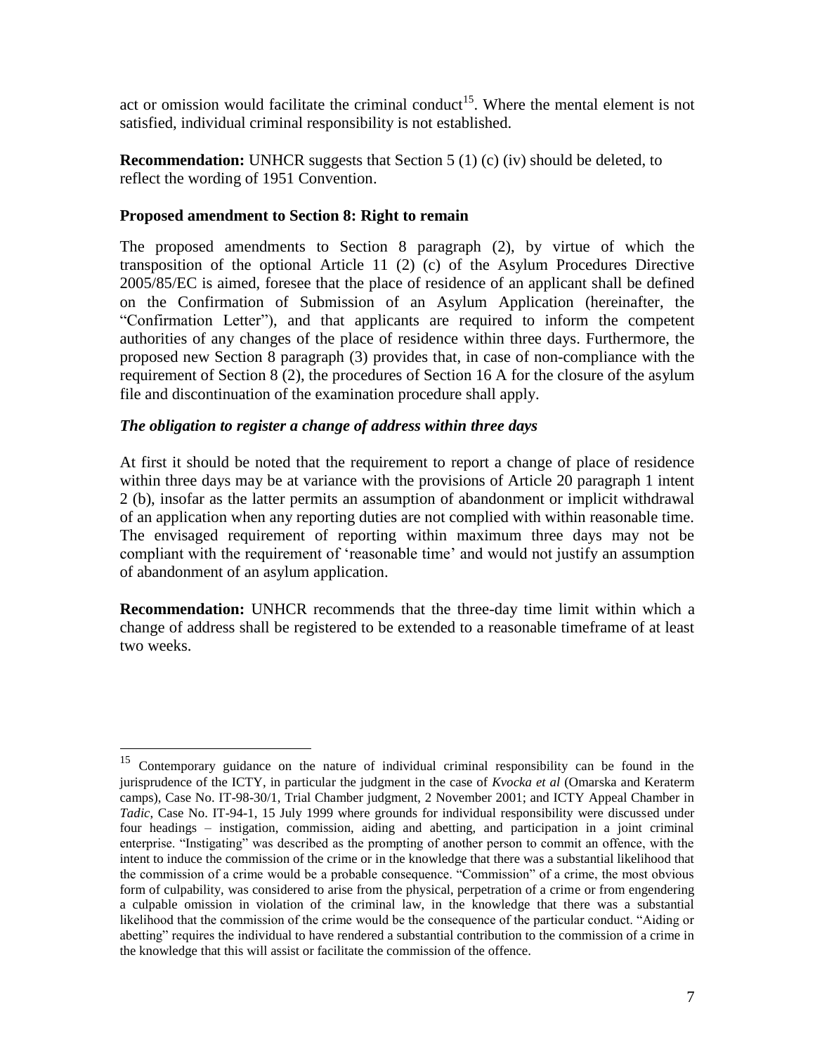act or omission would facilitate the criminal conduct[15]. Where the mental element is not satisfied, individual criminal responsibility is not established.

**Recommendation:** UNHCR suggests that Section 5 (1) (c) (iv) should be deleted, to reflect the wording of 1951 Convention.

**Proposed amendment to Section 8: Right to remain**

The proposed amendments to Section 8 paragraph (2), by virtue of which the transposition of the optional Article 11 (2) (c) of the Asylum Procedures Directive 2005/85/EC is aimed, foresee that the place of residence of an applicant shall be defined on the Confirmation of Submission of an Asylum Application (hereinafter, the "Confirmation Letter"), and that applicants are required to inform the competent authorities of any changes of the place of residence within three days. Furthermore, the proposed new Section 8 paragraph (3) provides that, in case of non-compliance with the requirement of Section 8 (2), the procedures of Section 16 A for the closure of the asylum file and discontinuation of the examination procedure shall apply.

***The obligation to register a change of address within three days***

At first it should be noted that the requirement to report a change of place of residence within three days may be at variance with the provisions of Article 20 paragraph 1 intent 2 (b), insofar as the latter permits an assumption of abandonment or implicit withdrawal of an application when any reporting duties are not complied with within reasonable time. The envisaged requirement of reporting within maximum three days may not be compliant with the requirement of 'reasonable time' and would not justify an assumption of abandonment of an asylum application.

**Recommendation:** UNHCR recommends that the three-day time limit within which a change of address shall be registered to be extended to a reasonable timeframe of at least two weeks.

---

[15] Contemporary guidance on the nature of individual criminal responsibility can be found in the jurisprudence of the ICTY, in particular the judgment in the case of *Kvocka et al* (Omarska and Keraterm camps), Case No. IT-98-30/1, Trial Chamber judgment, 2 November 2001; and ICTY Appeal Chamber in *Tadic*, Case No. IT-94-1, 15 July 1999 where grounds for individual responsibility were discussed under four headings – instigation, commission, aiding and abetting, and participation in a joint criminal enterprise. "Instigating" was described as the prompting of another person to commit an offence, with the intent to induce the commission of the crime or in the knowledge that there was a substantial likelihood that the commission of a crime would be a probable consequence. "Commission" of a crime, the most obvious form of culpability, was considered to arise from the physical, perpetration of a crime or from engendering a culpable omission in violation of the criminal law, in the knowledge that there was a substantial likelihood that the commission of the crime would be the consequence of the particular conduct. "Aiding or abetting" requires the individual to have rendered a substantial contribution to the commission of a crime in the knowledge that this will assist or facilitate the commission of the offence.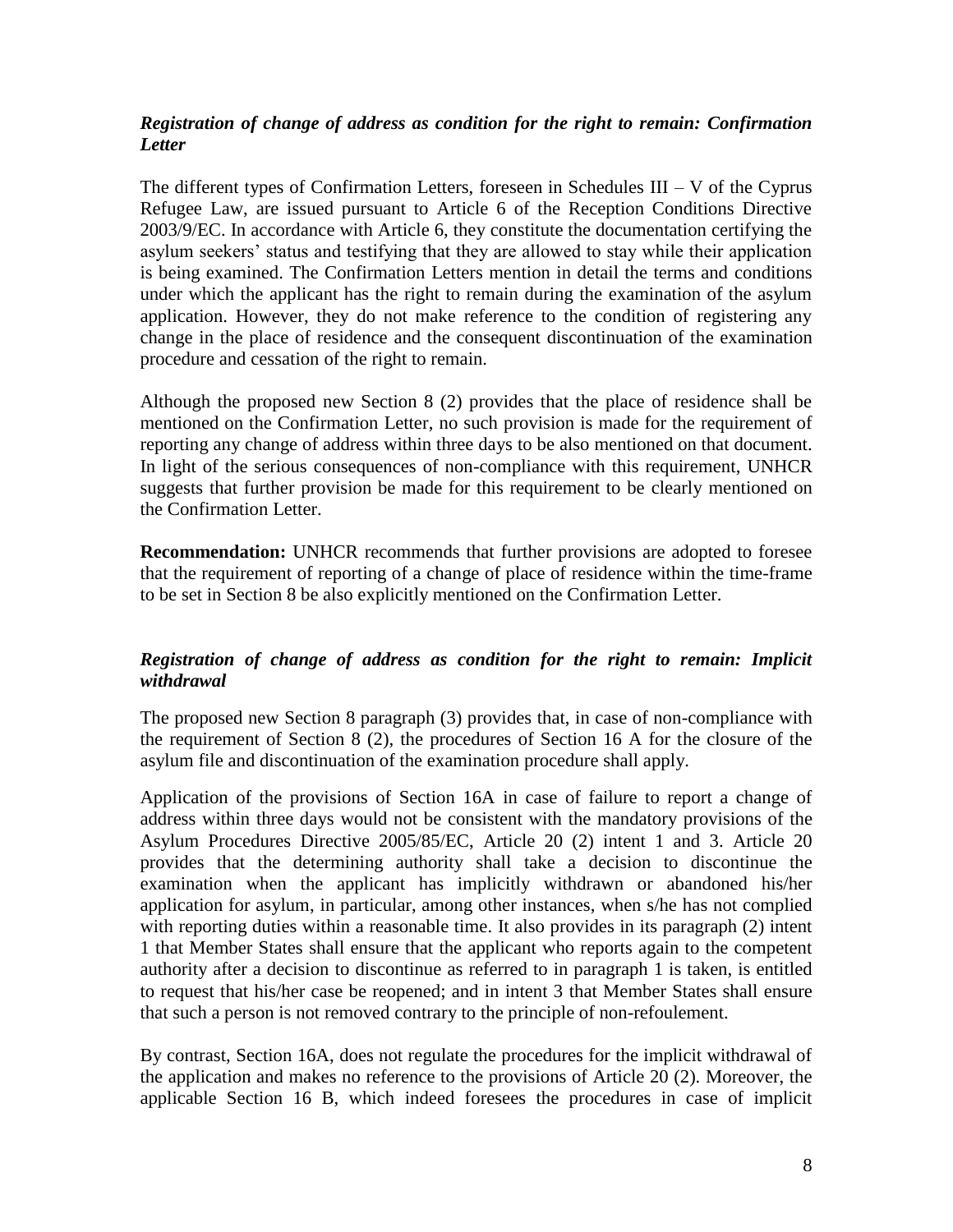### *Registration of change of address as condition for the right to remain: Confirmation Letter*

The different types of Confirmation Letters, foreseen in Schedules III – V of the Cyprus Refugee Law, are issued pursuant to Article 6 of the Reception Conditions Directive 2003/9/EC. In accordance with Article 6, they constitute the documentation certifying the asylum seekers' status and testifying that they are allowed to stay while their application is being examined. The Confirmation Letters mention in detail the terms and conditions under which the applicant has the right to remain during the examination of the asylum application. However, they do not make reference to the condition of registering any change in the place of residence and the consequent discontinuation of the examination procedure and cessation of the right to remain.

Although the proposed new Section 8 (2) provides that the place of residence shall be mentioned on the Confirmation Letter, no such provision is made for the requirement of reporting any change of address within three days to be also mentioned on that document. In light of the serious consequences of non-compliance with this requirement, UNHCR suggests that further provision be made for this requirement to be clearly mentioned on the Confirmation Letter.

**Recommendation:** UNHCR recommends that further provisions are adopted to foresee that the requirement of reporting of a change of place of residence within the time-frame to be set in Section 8 be also explicitly mentioned on the Confirmation Letter.

### *Registration of change of address as condition for the right to remain: Implicit withdrawal*

The proposed new Section 8 paragraph (3) provides that, in case of non-compliance with the requirement of Section 8 (2), the procedures of Section 16 A for the closure of the asylum file and discontinuation of the examination procedure shall apply.

Application of the provisions of Section 16A in case of failure to report a change of address within three days would not be consistent with the mandatory provisions of the Asylum Procedures Directive 2005/85/EC, Article 20 (2) intent 1 and 3. Article 20 provides that the determining authority shall take a decision to discontinue the examination when the applicant has implicitly withdrawn or abandoned his/her application for asylum, in particular, among other instances, when s/he has not complied with reporting duties within a reasonable time. It also provides in its paragraph (2) intent 1 that Member States shall ensure that the applicant who reports again to the competent authority after a decision to discontinue as referred to in paragraph 1 is taken, is entitled to request that his/her case be reopened; and in intent 3 that Member States shall ensure that such a person is not removed contrary to the principle of non-refoulement.

By contrast, Section 16A, does not regulate the procedures for the implicit withdrawal of the application and makes no reference to the provisions of Article 20 (2). Moreover, the applicable Section 16 B, which indeed foresees the procedures in case of implicit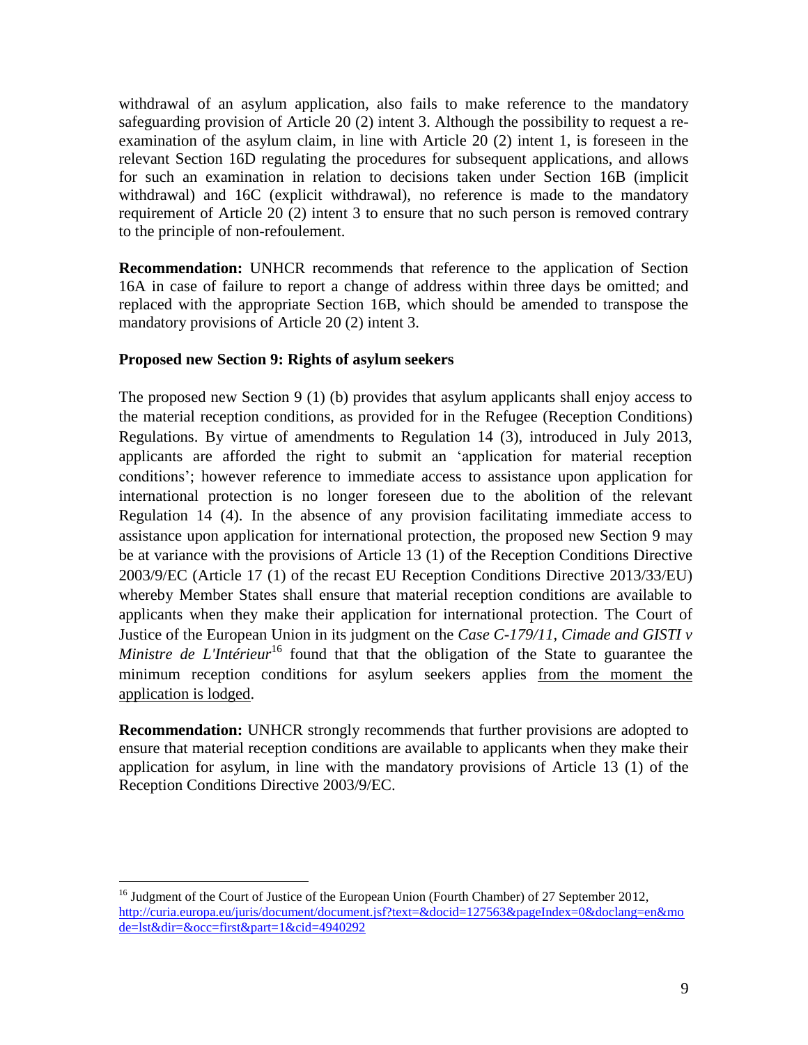withdrawal of an asylum application, also fails to make reference to the mandatory safeguarding provision of Article 20 (2) intent 3. Although the possibility to request a re-examination of the asylum claim, in line with Article 20 (2) intent 1, is foreseen in the relevant Section 16D regulating the procedures for subsequent applications, and allows for such an examination in relation to decisions taken under Section 16B (implicit withdrawal) and 16C (explicit withdrawal), no reference is made to the mandatory requirement of Article 20 (2) intent 3 to ensure that no such person is removed contrary to the principle of non-refoulement.

**Recommendation:** UNHCR recommends that reference to the application of Section 16A in case of failure to report a change of address within three days be omitted; and replaced with the appropriate Section 16B, which should be amended to transpose the mandatory provisions of Article 20 (2) intent 3.

**Proposed new Section 9: Rights of asylum seekers**

The proposed new Section 9 (1) (b) provides that asylum applicants shall enjoy access to the material reception conditions, as provided for in the Refugee (Reception Conditions) Regulations. By virtue of amendments to Regulation 14 (3), introduced in July 2013, applicants are afforded the right to submit an 'application for material reception conditions'; however reference to immediate access to assistance upon application for international protection is no longer foreseen due to the abolition of the relevant Regulation 14 (4). In the absence of any provision facilitating immediate access to assistance upon application for international protection, the proposed new Section 9 may be at variance with the provisions of Article 13 (1) of the Reception Conditions Directive 2003/9/EC (Article 17 (1) of the recast EU Reception Conditions Directive 2013/33/EU) whereby Member States shall ensure that material reception conditions are available to applicants when they make their application for international protection. The Court of Justice of the European Union in its judgment on the *Case C-179/11, Cimade and GISTI v Ministre de L'Intérieur*[16] found that that the obligation of the State to guarantee the minimum reception conditions for asylum seekers applies <u>from the moment the application is lodged</u>.

**Recommendation:** UNHCR strongly recommends that further provisions are adopted to ensure that material reception conditions are available to applicants when they make their application for asylum, in line with the mandatory provisions of Article 13 (1) of the Reception Conditions Directive 2003/9/EC.

---

[16] Judgment of the Court of Justice of the European Union (Fourth Chamber) of 27 September 2012, http://curia.europa.eu/juris/document/document.jsf?text=&docid=127563&pageIndex=0&doclang=en&mode=lst&dir=&occ=first&part=1&cid=4940292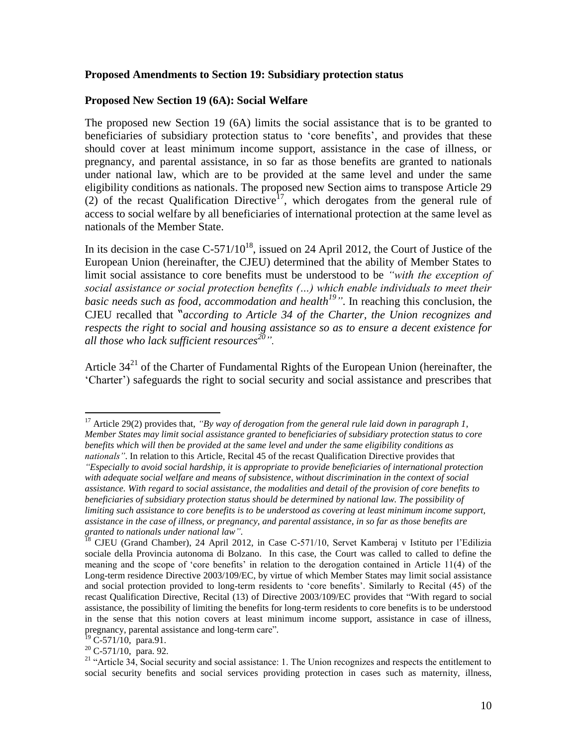**Proposed Amendments to Section 19: Subsidiary protection status**

**Proposed New Section 19 (6A): Social Welfare**

The proposed new Section 19 (6A) limits the social assistance that is to be granted to beneficiaries of subsidiary protection status to 'core benefits', and provides that these should cover at least minimum income support, assistance in the case of illness, or pregnancy, and parental assistance, in so far as those benefits are granted to nationals under national law, which are to be provided at the same level and under the same eligibility conditions as nationals. The proposed new Section aims to transpose Article 29 (2) of the recast Qualification Directive[17], which derogates from the general rule of access to social welfare by all beneficiaries of international protection at the same level as nationals of the Member State.

In its decision in the case C-571/10[18], issued on 24 April 2012, the Court of Justice of the European Union (hereinafter, the CJEU) determined that the ability of Member States to limit social assistance to core benefits must be understood to be *"with the exception of social assistance or social protection benefits (…) which enable individuals to meet their basic needs such as food, accommodation and health[19]"*. In reaching this conclusion, the CJEU recalled that "*according to Article 34 of the Charter, the Union recognizes and respects the right to social and housing assistance so as to ensure a decent existence for all those who lack sufficient resources[20]"*.

Article 34[21] of the Charter of Fundamental Rights of the European Union (hereinafter, the 'Charter') safeguards the right to social security and social assistance and prescribes that

---

[17] Article 29(2) provides that, *"By way of derogation from the general rule laid down in paragraph 1, Member States may limit social assistance granted to beneficiaries of subsidiary protection status to core benefits which will then be provided at the same level and under the same eligibility conditions as nationals"*. In relation to this Article, Recital 45 of the recast Qualification Directive provides that *"Especially to avoid social hardship, it is appropriate to provide beneficiaries of international protection with adequate social welfare and means of subsistence, without discrimination in the context of social assistance. With regard to social assistance, the modalities and detail of the provision of core benefits to beneficiaries of subsidiary protection status should be determined by national law. The possibility of limiting such assistance to core benefits is to be understood as covering at least minimum income support, assistance in the case of illness, or pregnancy, and parental assistance, in so far as those benefits are granted to nationals under national law"*.

[18] CJEU (Grand Chamber), 24 April 2012, in Case C-571/10, Servet Kamberaj v Istituto per l'Edilizia sociale della Provincia autonoma di Bolzano. In this case, the Court was called to called to define the meaning and the scope of 'core benefits' in relation to the derogation contained in Article 11(4) of the Long-term residence Directive 2003/109/EC, by virtue of which Member States may limit social assistance and social protection provided to long-term residents to 'core benefits'. Similarly to Recital (45) of the recast Qualification Directive, Recital (13) of Directive 2003/109/EC provides that "With regard to social assistance, the possibility of limiting the benefits for long-term residents to core benefits is to be understood in the sense that this notion covers at least minimum income support, assistance in case of illness, pregnancy, parental assistance and long-term care".

[19] C-571/10, para.91.

[20] C-571/10, para. 92.

[21] "Article 34, Social security and social assistance: 1. The Union recognizes and respects the entitlement to social security benefits and social services providing protection in cases such as maternity, illness,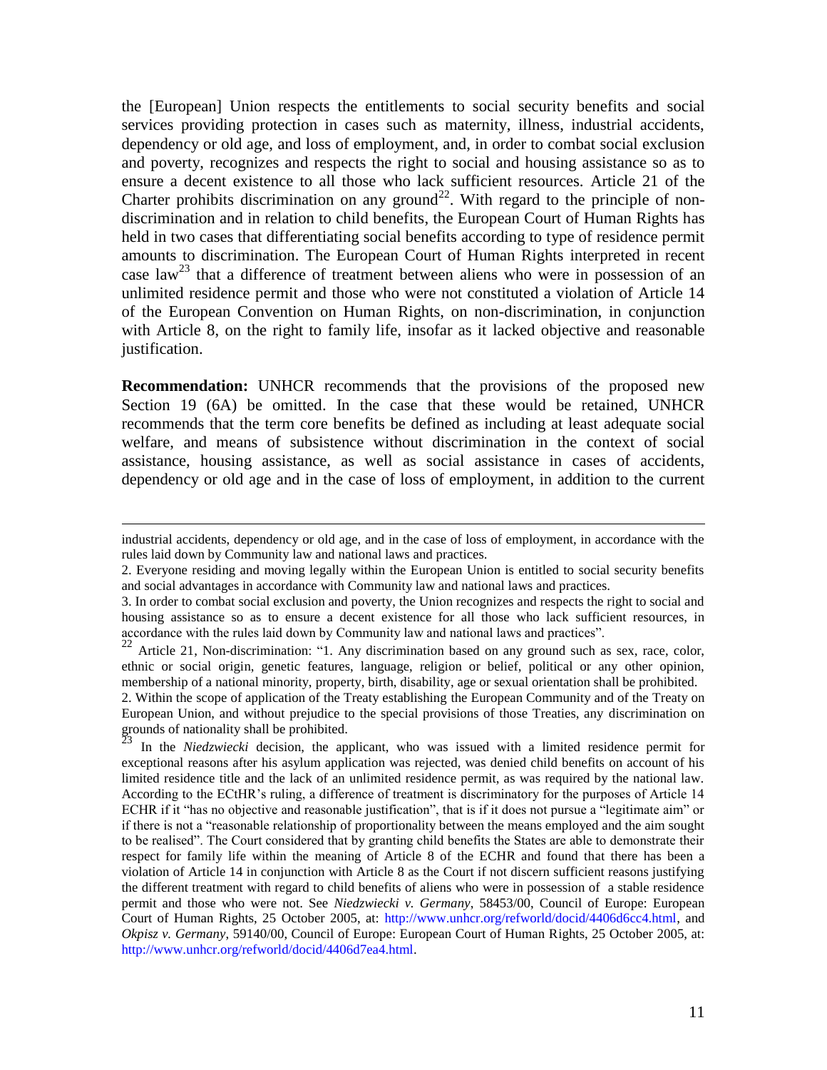the [European] Union respects the entitlements to social security benefits and social services providing protection in cases such as maternity, illness, industrial accidents, dependency or old age, and loss of employment, and, in order to combat social exclusion and poverty, recognizes and respects the right to social and housing assistance so as to ensure a decent existence to all those who lack sufficient resources. Article 21 of the Charter prohibits discrimination on any ground[22]. With regard to the principle of non-discrimination and in relation to child benefits, the European Court of Human Rights has held in two cases that differentiating social benefits according to type of residence permit amounts to discrimination. The European Court of Human Rights interpreted in recent case law[23] that a difference of treatment between aliens who were in possession of an unlimited residence permit and those who were not constituted a violation of Article 14 of the European Convention on Human Rights, on non-discrimination, in conjunction with Article 8, on the right to family life, insofar as it lacked objective and reasonable justification.

**Recommendation:** UNHCR recommends that the provisions of the proposed new Section 19 (6A) be omitted. In the case that these would be retained, UNHCR recommends that the term core benefits be defined as including at least adequate social welfare, and means of subsistence without discrimination in the context of social assistance, housing assistance, as well as social assistance in cases of accidents, dependency or old age and in the case of loss of employment, in addition to the current

---

industrial accidents, dependency or old age, and in the case of loss of employment, in accordance with the rules laid down by Community law and national laws and practices.

2. Everyone residing and moving legally within the European Union is entitled to social security benefits and social advantages in accordance with Community law and national laws and practices.

3. In order to combat social exclusion and poverty, the Union recognizes and respects the right to social and housing assistance so as to ensure a decent existence for all those who lack sufficient resources, in accordance with the rules laid down by Community law and national laws and practices".

[22] Article 21, Non-discrimination: "1. Any discrimination based on any ground such as sex, race, color, ethnic or social origin, genetic features, language, religion or belief, political or any other opinion, membership of a national minority, property, birth, disability, age or sexual orientation shall be prohibited.
2. Within the scope of application of the Treaty establishing the European Community and of the Treaty on European Union, and without prejudice to the special provisions of those Treaties, any discrimination on grounds of nationality shall be prohibited.

[23] In the *Niedzwiecki* decision, the applicant, who was issued with a limited residence permit for exceptional reasons after his asylum application was rejected, was denied child benefits on account of his limited residence title and the lack of an unlimited residence permit, as was required by the national law. According to the ECtHR's ruling, a difference of treatment is discriminatory for the purposes of Article 14 ECHR if it "has no objective and reasonable justification", that is if it does not pursue a "legitimate aim" or if there is not a "reasonable relationship of proportionality between the means employed and the aim sought to be realised". The Court considered that by granting child benefits the States are able to demonstrate their respect for family life within the meaning of Article 8 of the ECHR and found that there has been a violation of Article 14 in conjunction with Article 8 as the Court if not discern sufficient reasons justifying the different treatment with regard to child benefits of aliens who were in possession of a stable residence permit and those who were not. See *Niedzwiecki v. Germany*, 58453/00, Council of Europe: European Court of Human Rights, 25 October 2005, at: http://www.unhcr.org/refworld/docid/4406d6cc4.html, and *Okpisz v. Germany*, 59140/00, Council of Europe: European Court of Human Rights, 25 October 2005, at: http://www.unhcr.org/refworld/docid/4406d7ea4.html.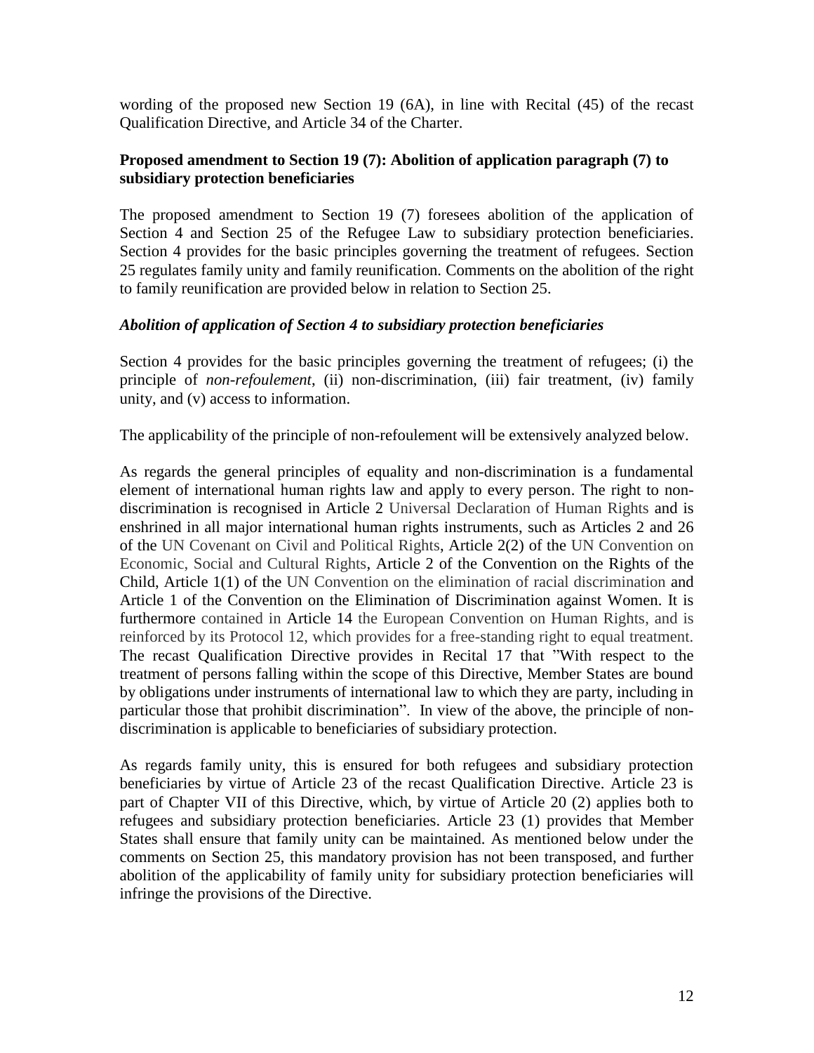wording of the proposed new Section 19 (6A), in line with Recital (45) of the recast Qualification Directive, and Article 34 of the Charter.

**Proposed amendment to Section 19 (7): Abolition of application paragraph (7) to subsidiary protection beneficiaries**

The proposed amendment to Section 19 (7) foresees abolition of the application of Section 4 and Section 25 of the Refugee Law to subsidiary protection beneficiaries. Section 4 provides for the basic principles governing the treatment of refugees. Section 25 regulates family unity and family reunification. Comments on the abolition of the right to family reunification are provided below in relation to Section 25.

***Abolition of application of Section 4 to subsidiary protection beneficiaries***

Section 4 provides for the basic principles governing the treatment of refugees; (i) the principle of *non-refoulement*, (ii) non-discrimination, (iii) fair treatment, (iv) family unity, and (v) access to information.

The applicability of the principle of non-refoulement will be extensively analyzed below.

As regards the general principles of equality and non-discrimination is a fundamental element of international human rights law and apply to every person. The right to non-discrimination is recognised in Article 2 Universal Declaration of Human Rights and is enshrined in all major international human rights instruments, such as Articles 2 and 26 of the UN Covenant on Civil and Political Rights, Article 2(2) of the UN Convention on Economic, Social and Cultural Rights, Article 2 of the Convention on the Rights of the Child, Article 1(1) of the UN Convention on the elimination of racial discrimination and Article 1 of the Convention on the Elimination of Discrimination against Women. It is furthermore contained in Article 14 the European Convention on Human Rights, and is reinforced by its Protocol 12, which provides for a free-standing right to equal treatment. The recast Qualification Directive provides in Recital 17 that "With respect to the treatment of persons falling within the scope of this Directive, Member States are bound by obligations under instruments of international law to which they are party, including in particular those that prohibit discrimination". In view of the above, the principle of non-discrimination is applicable to beneficiaries of subsidiary protection.

As regards family unity, this is ensured for both refugees and subsidiary protection beneficiaries by virtue of Article 23 of the recast Qualification Directive. Article 23 is part of Chapter VII of this Directive, which, by virtue of Article 20 (2) applies both to refugees and subsidiary protection beneficiaries. Article 23 (1) provides that Member States shall ensure that family unity can be maintained. As mentioned below under the comments on Section 25, this mandatory provision has not been transposed, and further abolition of the applicability of family unity for subsidiary protection beneficiaries will infringe the provisions of the Directive.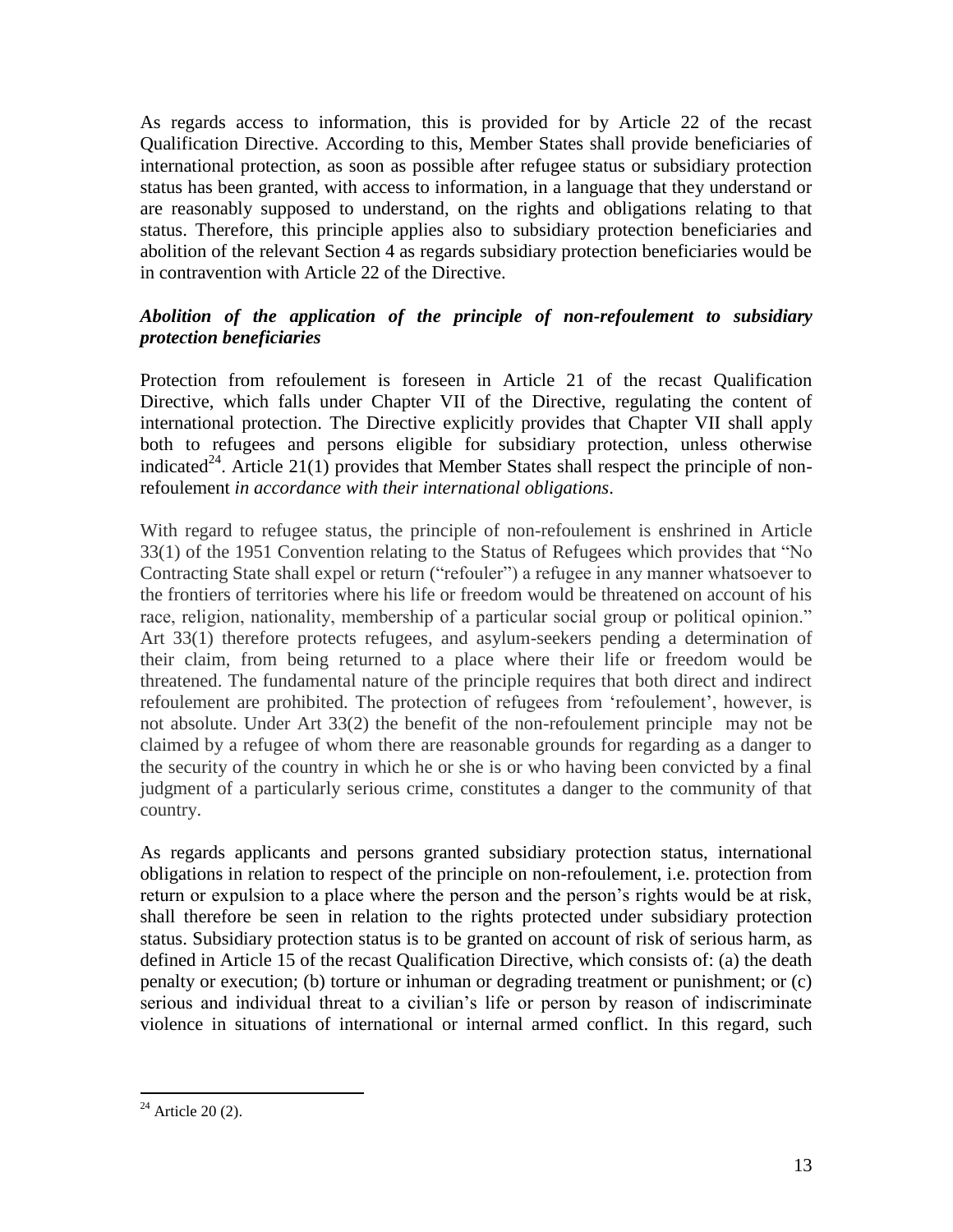As regards access to information, this is provided for by Article 22 of the recast Qualification Directive. According to this, Member States shall provide beneficiaries of international protection, as soon as possible after refugee status or subsidiary protection status has been granted, with access to information, in a language that they understand or are reasonably supposed to understand, on the rights and obligations relating to that status. Therefore, this principle applies also to subsidiary protection beneficiaries and abolition of the relevant Section 4 as regards subsidiary protection beneficiaries would be in contravention with Article 22 of the Directive.

***Abolition of the application of the principle of non-refoulement to subsidiary protection beneficiaries***

Protection from refoulement is foreseen in Article 21 of the recast Qualification Directive, which falls under Chapter VII of the Directive, regulating the content of international protection. The Directive explicitly provides that Chapter VII shall apply both to refugees and persons eligible for subsidiary protection, unless otherwise indicated[24]. Article 21(1) provides that Member States shall respect the principle of non-refoulement *in accordance with their international obligations*.

With regard to refugee status, the principle of non-refoulement is enshrined in Article 33(1) of the 1951 Convention relating to the Status of Refugees which provides that "No Contracting State shall expel or return ("refouler") a refugee in any manner whatsoever to the frontiers of territories where his life or freedom would be threatened on account of his race, religion, nationality, membership of a particular social group or political opinion." Art 33(1) therefore protects refugees, and asylum-seekers pending a determination of their claim, from being returned to a place where their life or freedom would be threatened. The fundamental nature of the principle requires that both direct and indirect refoulement are prohibited. The protection of refugees from 'refoulement', however, is not absolute. Under Art 33(2) the benefit of the non-refoulement principle may not be claimed by a refugee of whom there are reasonable grounds for regarding as a danger to the security of the country in which he or she is or who having been convicted by a final judgment of a particularly serious crime, constitutes a danger to the community of that country.

As regards applicants and persons granted subsidiary protection status, international obligations in relation to respect of the principle on non-refoulement, i.e. protection from return or expulsion to a place where the person and the person's rights would be at risk, shall therefore be seen in relation to the rights protected under subsidiary protection status. Subsidiary protection status is to be granted on account of risk of serious harm, as defined in Article 15 of the recast Qualification Directive, which consists of: (a) the death penalty or execution; (b) torture or inhuman or degrading treatment or punishment; or (c) serious and individual threat to a civilian's life or person by reason of indiscriminate violence in situations of international or internal armed conflict. In this regard, such

[24] Article 20 (2).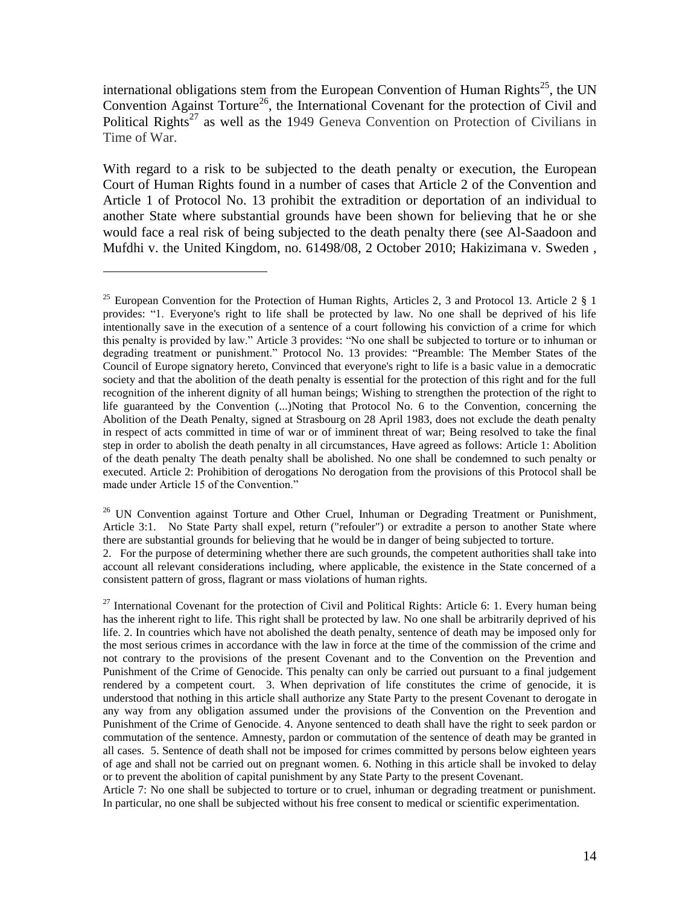international obligations stem from the European Convention of Human Rights[25], the UN Convention Against Torture[26], the International Covenant for the protection of Civil and Political Rights[27] as well as the 1949 Geneva Convention on Protection of Civilians in Time of War.

With regard to a risk to be subjected to the death penalty or execution, the European Court of Human Rights found in a number of cases that Article 2 of the Convention and Article 1 of Protocol No. 13 prohibit the extradition or deportation of an individual to another State where substantial grounds have been shown for believing that he or she would face a real risk of being subjected to the death penalty there (see Al-Saadoon and Mufdhi v. the United Kingdom, no. 61498/08, 2 October 2010; Hakizimana v. Sweden ,

---

[25] European Convention for the Protection of Human Rights, Articles 2, 3 and Protocol 13. Article 2 § 1 provides: "1. Everyone's right to life shall be protected by law. No one shall be deprived of his life intentionally save in the execution of a sentence of a court following his conviction of a crime for which this penalty is provided by law." Article 3 provides: "No one shall be subjected to torture or to inhuman or degrading treatment or punishment." Protocol No. 13 provides: "Preamble: The Member States of the Council of Europe signatory hereto, Convinced that everyone's right to life is a basic value in a democratic society and that the abolition of the death penalty is essential for the protection of this right and for the full recognition of the inherent dignity of all human beings; Wishing to strengthen the protection of the right to life guaranteed by the Convention (...)Noting that Protocol No. 6 to the Convention, concerning the Abolition of the Death Penalty, signed at Strasbourg on 28 April 1983, does not exclude the death penalty in respect of acts committed in time of war or of imminent threat of war; Being resolved to take the final step in order to abolish the death penalty in all circumstances, Have agreed as follows: Article 1: Abolition of the death penalty The death penalty shall be abolished. No one shall be condemned to such penalty or executed. Article 2: Prohibition of derogations No derogation from the provisions of this Protocol shall be made under Article 15 of the Convention."

[26] UN Convention against Torture and Other Cruel, Inhuman or Degrading Treatment or Punishment, Article 3:1. No State Party shall expel, return ("refouler") or extradite a person to another State where there are substantial grounds for believing that he would be in danger of being subjected to torture.
2. For the purpose of determining whether there are such grounds, the competent authorities shall take into account all relevant considerations including, where applicable, the existence in the State concerned of a consistent pattern of gross, flagrant or mass violations of human rights.

[27] International Covenant for the protection of Civil and Political Rights: Article 6: 1. Every human being has the inherent right to life. This right shall be protected by law. No one shall be arbitrarily deprived of his life. 2. In countries which have not abolished the death penalty, sentence of death may be imposed only for the most serious crimes in accordance with the law in force at the time of the commission of the crime and not contrary to the provisions of the present Covenant and to the Convention on the Prevention and Punishment of the Crime of Genocide. This penalty can only be carried out pursuant to a final judgement rendered by a competent court. 3. When deprivation of life constitutes the crime of genocide, it is understood that nothing in this article shall authorize any State Party to the present Covenant to derogate in any way from any obligation assumed under the provisions of the Convention on the Prevention and Punishment of the Crime of Genocide. 4. Anyone sentenced to death shall have the right to seek pardon or commutation of the sentence. Amnesty, pardon or commutation of the sentence of death may be granted in all cases. 5. Sentence of death shall not be imposed for crimes committed by persons below eighteen years of age and shall not be carried out on pregnant women. 6. Nothing in this article shall be invoked to delay or to prevent the abolition of capital punishment by any State Party to the present Covenant.
Article 7: No one shall be subjected to torture or to cruel, inhuman or degrading treatment or punishment. In particular, no one shall be subjected without his free consent to medical or scientific experimentation.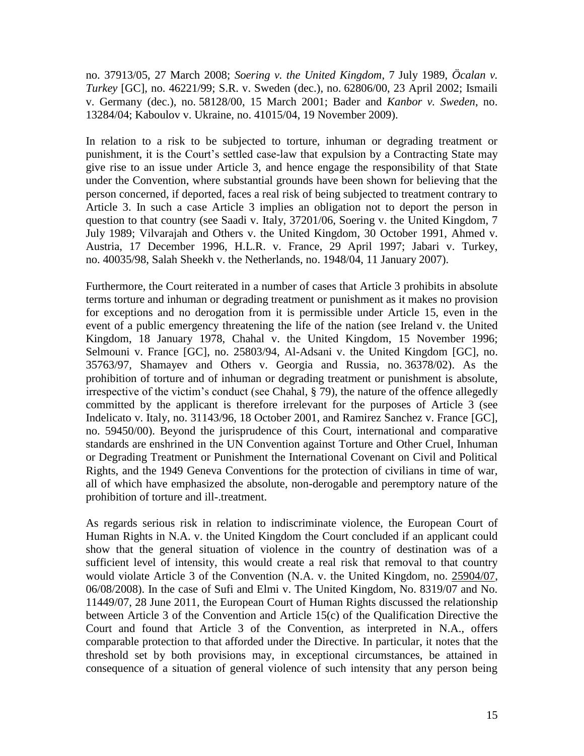no. 37913/05, 27 March 2008; *Soering v. the United Kingdom*, 7 July 1989, *Öcalan v. Turkey* [GC], no. 46221/99; S.R. v. Sweden (dec.), no. 62806/00, 23 April 2002; Ismaili v. Germany (dec.), no. 58128/00, 15 March 2001; Bader and *Kanbor v. Sweden*, no. 13284/04; Kaboulov v. Ukraine, no. 41015/04, 19 November 2009).

In relation to a risk to be subjected to torture, inhuman or degrading treatment or punishment, it is the Court's settled case-law that expulsion by a Contracting State may give rise to an issue under Article 3, and hence engage the responsibility of that State under the Convention, where substantial grounds have been shown for believing that the person concerned, if deported, faces a real risk of being subjected to treatment contrary to Article 3. In such a case Article 3 implies an obligation not to deport the person in question to that country (see Saadi v. Italy, 37201/06, Soering v. the United Kingdom, 7 July 1989; Vilvarajah and Others v. the United Kingdom, 30 October 1991, Ahmed v. Austria, 17 December 1996, H.L.R. v. France, 29 April 1997; Jabari v. Turkey, no. 40035/98, Salah Sheekh v. the Netherlands, no. 1948/04, 11 January 2007).

Furthermore, the Court reiterated in a number of cases that Article 3 prohibits in absolute terms torture and inhuman or degrading treatment or punishment as it makes no provision for exceptions and no derogation from it is permissible under Article 15, even in the event of a public emergency threatening the life of the nation (see Ireland v. the United Kingdom, 18 January 1978, Chahal v. the United Kingdom, 15 November 1996; Selmouni v. France [GC], no. 25803/94, Al-Adsani v. the United Kingdom [GC], no. 35763/97, Shamayev and Others v. Georgia and Russia, no. 36378/02). As the prohibition of torture and of inhuman or degrading treatment or punishment is absolute, irrespective of the victim's conduct (see Chahal, § 79), the nature of the offence allegedly committed by the applicant is therefore irrelevant for the purposes of Article 3 (see Indelicato v. Italy, no. 31143/96, 18 October 2001, and Ramirez Sanchez v. France [GC], no. 59450/00). Beyond the jurisprudence of this Court, international and comparative standards are enshrined in the UN Convention against Torture and Other Cruel, Inhuman or Degrading Treatment or Punishment the International Covenant on Civil and Political Rights, and the 1949 Geneva Conventions for the protection of civilians in time of war, all of which have emphasized the absolute, non-derogable and peremptory nature of the prohibition of torture and ill-.treatment.

As regards serious risk in relation to indiscriminate violence, the European Court of Human Rights in N.A. v. the United Kingdom the Court concluded if an applicant could show that the general situation of violence in the country of destination was of a sufficient level of intensity, this would create a real risk that removal to that country would violate Article 3 of the Convention (N.A. v. the United Kingdom, no. 25904/07, 06/08/2008). In the case of Sufi and Elmi v. The United Kingdom, No. 8319/07 and No. 11449/07, 28 June 2011, the European Court of Human Rights discussed the relationship between Article 3 of the Convention and Article 15(c) of the Qualification Directive the Court and found that Article 3 of the Convention, as interpreted in N.A., offers comparable protection to that afforded under the Directive. In particular, it notes that the threshold set by both provisions may, in exceptional circumstances, be attained in consequence of a situation of general violence of such intensity that any person being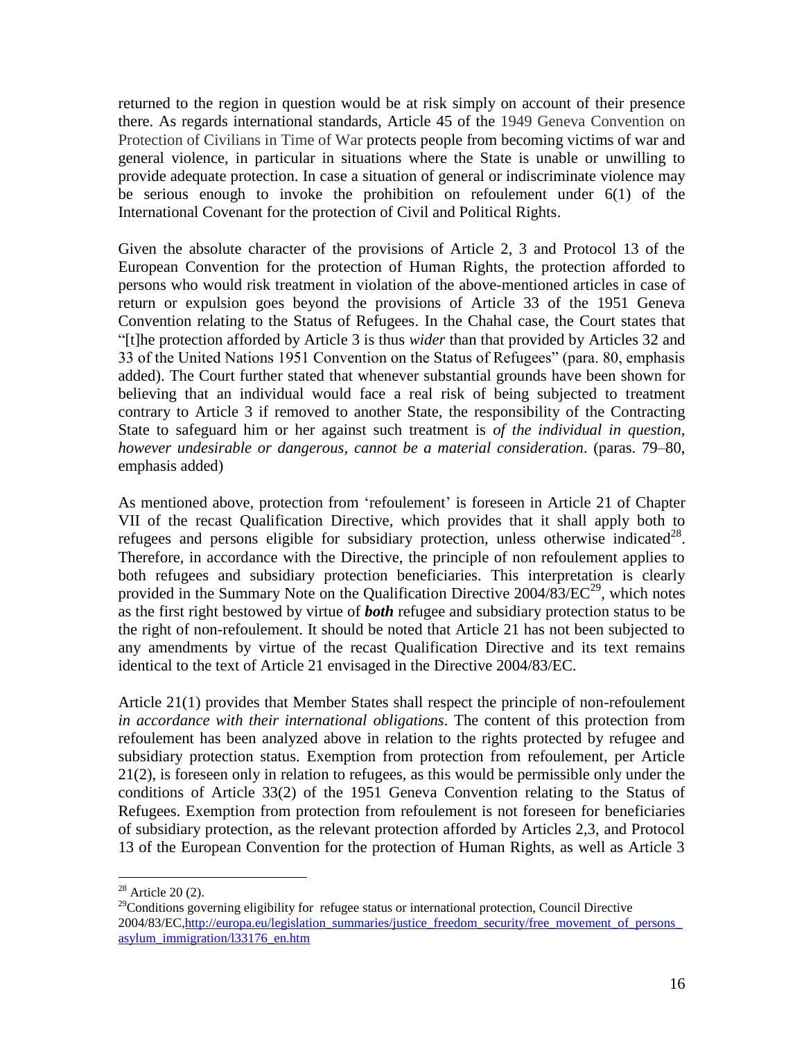returned to the region in question would be at risk simply on account of their presence there. As regards international standards, Article 45 of the 1949 Geneva Convention on Protection of Civilians in Time of War protects people from becoming victims of war and general violence, in particular in situations where the State is unable or unwilling to provide adequate protection. In case a situation of general or indiscriminate violence may be serious enough to invoke the prohibition on refoulement under 6(1) of the International Covenant for the protection of Civil and Political Rights.

Given the absolute character of the provisions of Article 2, 3 and Protocol 13 of the European Convention for the protection of Human Rights, the protection afforded to persons who would risk treatment in violation of the above-mentioned articles in case of return or expulsion goes beyond the provisions of Article 33 of the 1951 Geneva Convention relating to the Status of Refugees. In the Chahal case, the Court states that "[t]he protection afforded by Article 3 is thus *wider* than that provided by Articles 32 and 33 of the United Nations 1951 Convention on the Status of Refugees" (para. 80, emphasis added). The Court further stated that whenever substantial grounds have been shown for believing that an individual would face a real risk of being subjected to treatment contrary to Article 3 if removed to another State, the responsibility of the Contracting State to safeguard him or her against such treatment is *of the individual in question, however undesirable or dangerous, cannot be a material consideration*. (paras. 79–80, emphasis added)

As mentioned above, protection from 'refoulement' is foreseen in Article 21 of Chapter VII of the recast Qualification Directive, which provides that it shall apply both to refugees and persons eligible for subsidiary protection, unless otherwise indicated[28]. Therefore, in accordance with the Directive, the principle of non refoulement applies to both refugees and subsidiary protection beneficiaries. This interpretation is clearly provided in the Summary Note on the Qualification Directive 2004/83/EC[29], which notes as the first right bestowed by virtue of ***both*** refugee and subsidiary protection status to be the right of non-refoulement. It should be noted that Article 21 has not been subjected to any amendments by virtue of the recast Qualification Directive and its text remains identical to the text of Article 21 envisaged in the Directive 2004/83/EC.

Article 21(1) provides that Member States shall respect the principle of non-refoulement *in accordance with their international obligations*. The content of this protection from refoulement has been analyzed above in relation to the rights protected by refugee and subsidiary protection status. Exemption from protection from refoulement, per Article 21(2), is foreseen only in relation to refugees, as this would be permissible only under the conditions of Article 33(2) of the 1951 Geneva Convention relating to the Status of Refugees. Exemption from protection from refoulement is not foreseen for beneficiaries of subsidiary protection, as the relevant protection afforded by Articles 2,3, and Protocol 13 of the European Convention for the protection of Human Rights, as well as Article 3

---

[28] Article 20 (2).

[29] Conditions governing eligibility for refugee status or international protection, Council Directive 2004/83/EC, http://europa.eu/legislation_summaries/justice_freedom_security/free_movement_of_persons_asylum_immigration/l33176_en.htm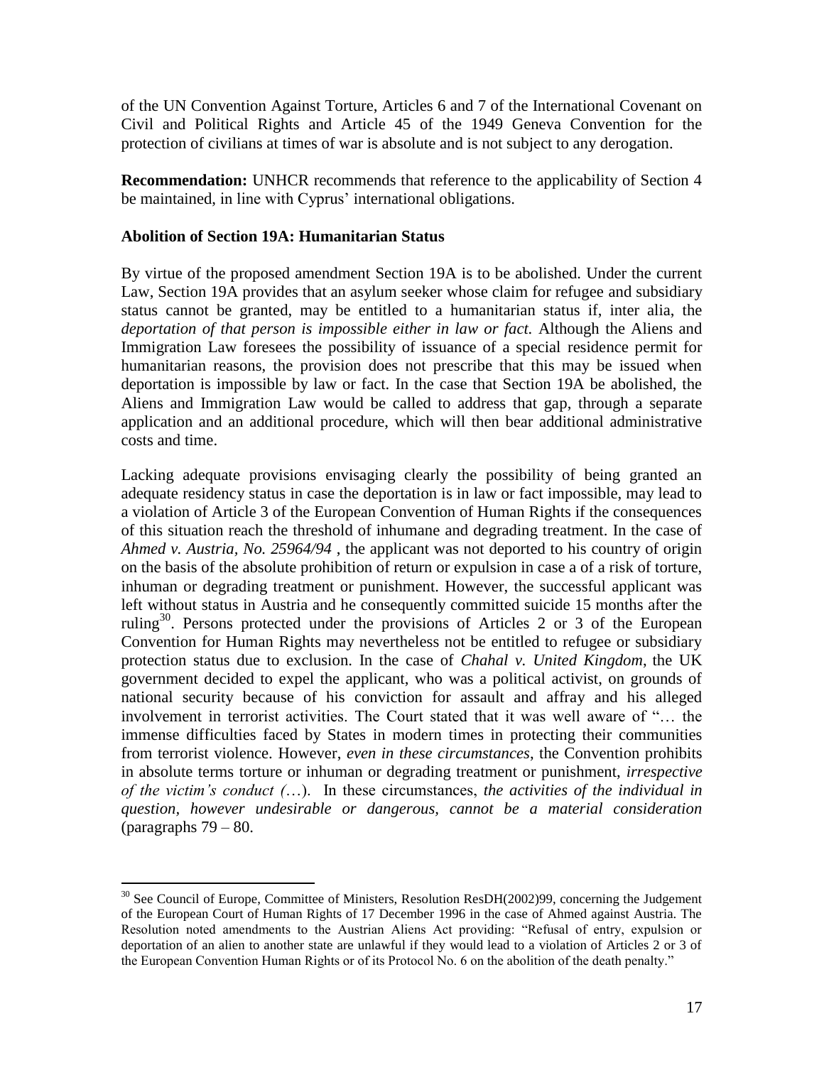of the UN Convention Against Torture, Articles 6 and 7 of the International Covenant on Civil and Political Rights and Article 45 of the 1949 Geneva Convention for the protection of civilians at times of war is absolute and is not subject to any derogation.

**Recommendation:** UNHCR recommends that reference to the applicability of Section 4 be maintained, in line with Cyprus' international obligations.

**Abolition of Section 19A: Humanitarian Status**

By virtue of the proposed amendment Section 19A is to be abolished. Under the current Law, Section 19A provides that an asylum seeker whose claim for refugee and subsidiary status cannot be granted, may be entitled to a humanitarian status if, inter alia, the *deportation of that person is impossible either in law or fact.* Although the Aliens and Immigration Law foresees the possibility of issuance of a special residence permit for humanitarian reasons, the provision does not prescribe that this may be issued when deportation is impossible by law or fact. In the case that Section 19A be abolished, the Aliens and Immigration Law would be called to address that gap, through a separate application and an additional procedure, which will then bear additional administrative costs and time.

Lacking adequate provisions envisaging clearly the possibility of being granted an adequate residency status in case the deportation is in law or fact impossible, may lead to a violation of Article 3 of the European Convention of Human Rights if the consequences of this situation reach the threshold of inhumane and degrading treatment. In the case of *Ahmed v. Austria, No. 25964/94* , the applicant was not deported to his country of origin on the basis of the absolute prohibition of return or expulsion in case a of a risk of torture, inhuman or degrading treatment or punishment. However, the successful applicant was left without status in Austria and he consequently committed suicide 15 months after the ruling[30]. Persons protected under the provisions of Articles 2 or 3 of the European Convention for Human Rights may nevertheless not be entitled to refugee or subsidiary protection status due to exclusion. In the case of *Chahal v. United Kingdom*, the UK government decided to expel the applicant, who was a political activist, on grounds of national security because of his conviction for assault and affray and his alleged involvement in terrorist activities. The Court stated that it was well aware of "… the immense difficulties faced by States in modern times in protecting their communities from terrorist violence. However, *even in these circumstances*, the Convention prohibits in absolute terms torture or inhuman or degrading treatment or punishment, *irrespective of the victim's conduct (*…). In these circumstances, *the activities of the individual in question, however undesirable or dangerous, cannot be a material consideration* (paragraphs 79 – 80.

[30] See Council of Europe, Committee of Ministers, Resolution ResDH(2002)99, concerning the Judgement of the European Court of Human Rights of 17 December 1996 in the case of Ahmed against Austria. The Resolution noted amendments to the Austrian Aliens Act providing: "Refusal of entry, expulsion or deportation of an alien to another state are unlawful if they would lead to a violation of Articles 2 or 3 of the European Convention Human Rights or of its Protocol No. 6 on the abolition of the death penalty."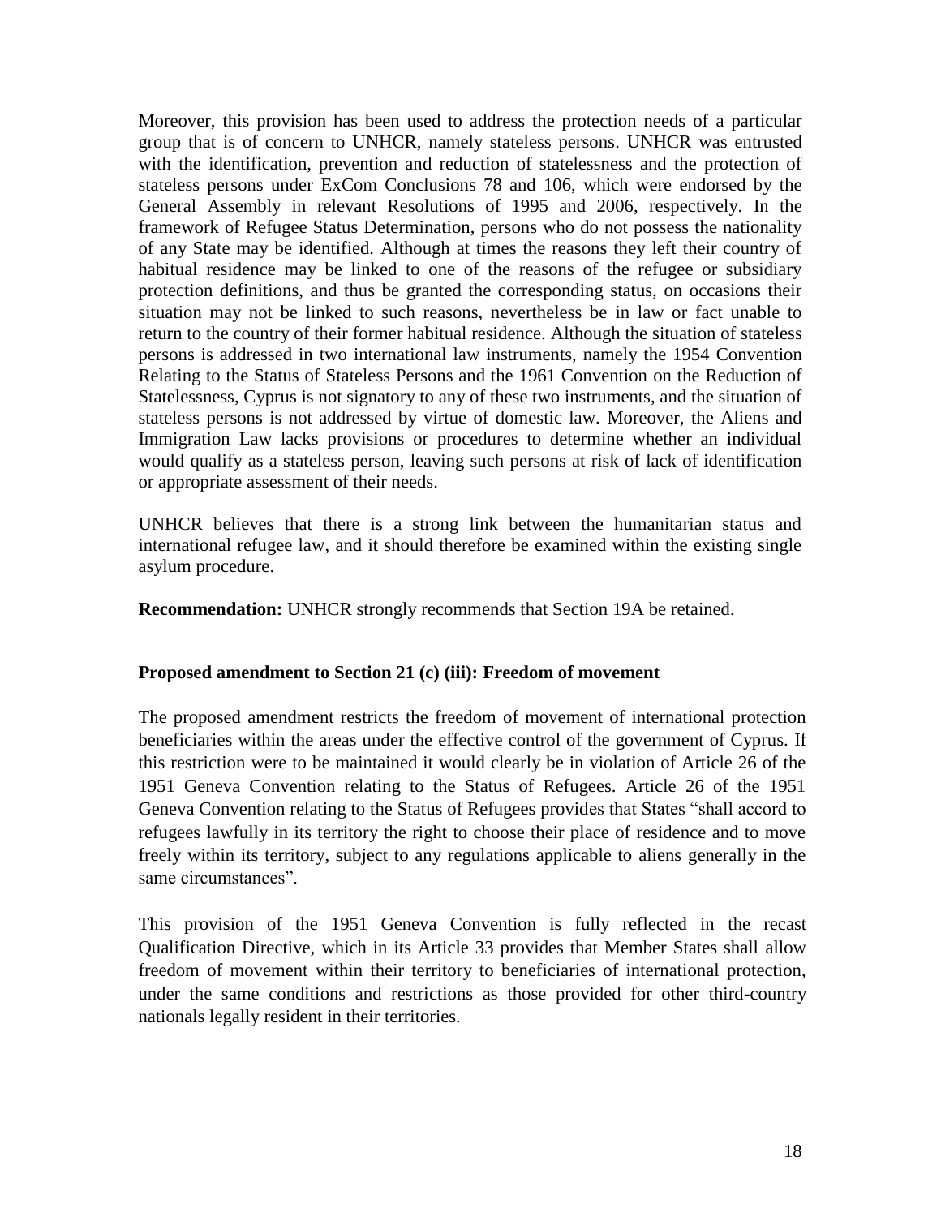Moreover, this provision has been used to address the protection needs of a particular group that is of concern to UNHCR, namely stateless persons. UNHCR was entrusted with the identification, prevention and reduction of statelessness and the protection of stateless persons under ExCom Conclusions 78 and 106, which were endorsed by the General Assembly in relevant Resolutions of 1995 and 2006, respectively. In the framework of Refugee Status Determination, persons who do not possess the nationality of any State may be identified. Although at times the reasons they left their country of habitual residence may be linked to one of the reasons of the refugee or subsidiary protection definitions, and thus be granted the corresponding status, on occasions their situation may not be linked to such reasons, nevertheless be in law or fact unable to return to the country of their former habitual residence. Although the situation of stateless persons is addressed in two international law instruments, namely the 1954 Convention Relating to the Status of Stateless Persons and the 1961 Convention on the Reduction of Statelessness, Cyprus is not signatory to any of these two instruments, and the situation of stateless persons is not addressed by virtue of domestic law. Moreover, the Aliens and Immigration Law lacks provisions or procedures to determine whether an individual would qualify as a stateless person, leaving such persons at risk of lack of identification or appropriate assessment of their needs.

UNHCR believes that there is a strong link between the humanitarian status and international refugee law, and it should therefore be examined within the existing single asylum procedure.

**Recommendation:** UNHCR strongly recommends that Section 19A be retained.

**Proposed amendment to Section 21 (c) (iii): Freedom of movement**

The proposed amendment restricts the freedom of movement of international protection beneficiaries within the areas under the effective control of the government of Cyprus. If this restriction were to be maintained it would clearly be in violation of Article 26 of the 1951 Geneva Convention relating to the Status of Refugees. Article 26 of the 1951 Geneva Convention relating to the Status of Refugees provides that States "shall accord to refugees lawfully in its territory the right to choose their place of residence and to move freely within its territory, subject to any regulations applicable to aliens generally in the same circumstances".

This provision of the 1951 Geneva Convention is fully reflected in the recast Qualification Directive, which in its Article 33 provides that Member States shall allow freedom of movement within their territory to beneficiaries of international protection, under the same conditions and restrictions as those provided for other third-country nationals legally resident in their territories.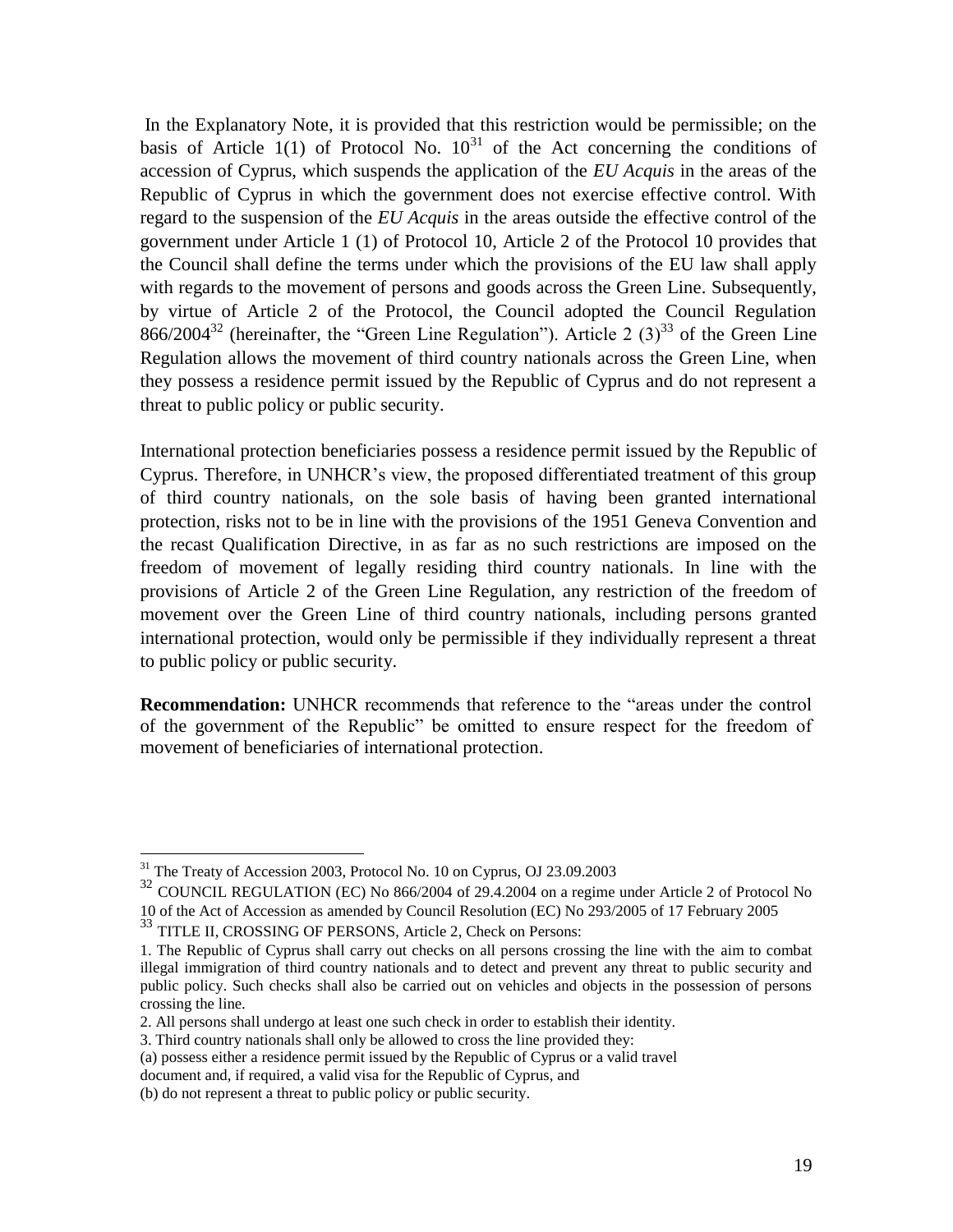In the Explanatory Note, it is provided that this restriction would be permissible; on the basis of Article 1(1) of Protocol No. 10[31] of the Act concerning the conditions of accession of Cyprus, which suspends the application of the *EU Acquis* in the areas of the Republic of Cyprus in which the government does not exercise effective control. With regard to the suspension of the *EU Acquis* in the areas outside the effective control of the government under Article 1 (1) of Protocol 10, Article 2 of the Protocol 10 provides that the Council shall define the terms under which the provisions of the EU law shall apply with regards to the movement of persons and goods across the Green Line. Subsequently, by virtue of Article 2 of the Protocol, the Council adopted the Council Regulation 866/2004[32] (hereinafter, the "Green Line Regulation"). Article 2 (3)[33] of the Green Line Regulation allows the movement of third country nationals across the Green Line, when they possess a residence permit issued by the Republic of Cyprus and do not represent a threat to public policy or public security.

International protection beneficiaries possess a residence permit issued by the Republic of Cyprus. Therefore, in UNHCR's view, the proposed differentiated treatment of this group of third country nationals, on the sole basis of having been granted international protection, risks not to be in line with the provisions of the 1951 Geneva Convention and the recast Qualification Directive, in as far as no such restrictions are imposed on the freedom of movement of legally residing third country nationals. In line with the provisions of Article 2 of the Green Line Regulation, any restriction of the freedom of movement over the Green Line of third country nationals, including persons granted international protection, would only be permissible if they individually represent a threat to public policy or public security.

**Recommendation:** UNHCR recommends that reference to the "areas under the control of the government of the Republic" be omitted to ensure respect for the freedom of movement of beneficiaries of international protection.

---

[31] The Treaty of Accession 2003, Protocol No. 10 on Cyprus, OJ 23.09.2003

[32] COUNCIL REGULATION (EC) No 866/2004 of 29.4.2004 on a regime under Article 2 of Protocol No 10 of the Act of Accession as amended by Council Resolution (EC) No 293/2005 of 17 February 2005

[33] TITLE II, CROSSING OF PERSONS, Article 2, Check on Persons:

1. The Republic of Cyprus shall carry out checks on all persons crossing the line with the aim to combat illegal immigration of third country nationals and to detect and prevent any threat to public security and public policy. Such checks shall also be carried out on vehicles and objects in the possession of persons crossing the line.

2. All persons shall undergo at least one such check in order to establish their identity.

3. Third country nationals shall only be allowed to cross the line provided they:

(a) possess either a residence permit issued by the Republic of Cyprus or a valid travel document and, if required, a valid visa for the Republic of Cyprus, and

(b) do not represent a threat to public policy or public security.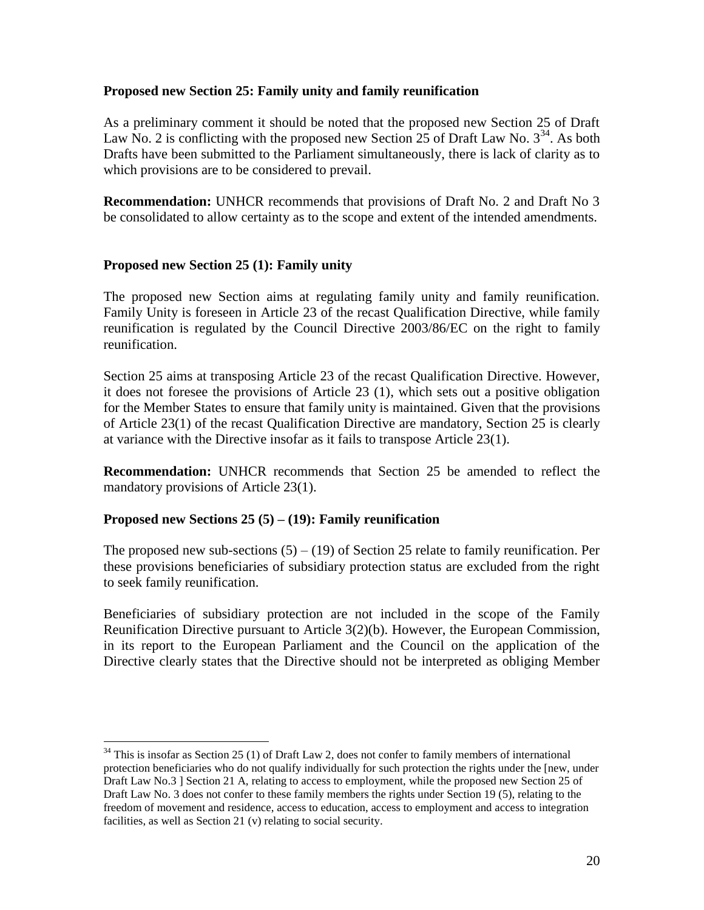**Proposed new Section 25: Family unity and family reunification**

As a preliminary comment it should be noted that the proposed new Section 25 of Draft Law No. 2 is conflicting with the proposed new Section 25 of Draft Law No. 3[34]. As both Drafts have been submitted to the Parliament simultaneously, there is lack of clarity as to which provisions are to be considered to prevail.

**Recommendation:** UNHCR recommends that provisions of Draft No. 2 and Draft No 3 be consolidated to allow certainty as to the scope and extent of the intended amendments.

**Proposed new Section 25 (1): Family unity**

The proposed new Section aims at regulating family unity and family reunification. Family Unity is foreseen in Article 23 of the recast Qualification Directive, while family reunification is regulated by the Council Directive 2003/86/EC on the right to family reunification.

Section 25 aims at transposing Article 23 of the recast Qualification Directive. However, it does not foresee the provisions of Article 23 (1), which sets out a positive obligation for the Member States to ensure that family unity is maintained. Given that the provisions of Article 23(1) of the recast Qualification Directive are mandatory, Section 25 is clearly at variance with the Directive insofar as it fails to transpose Article 23(1).

**Recommendation:** UNHCR recommends that Section 25 be amended to reflect the mandatory provisions of Article 23(1).

**Proposed new Sections 25 (5) – (19): Family reunification**

The proposed new sub-sections (5) – (19) of Section 25 relate to family reunification. Per these provisions beneficiaries of subsidiary protection status are excluded from the right to seek family reunification.

Beneficiaries of subsidiary protection are not included in the scope of the Family Reunification Directive pursuant to Article 3(2)(b). However, the European Commission, in its report to the European Parliament and the Council on the application of the Directive clearly states that the Directive should not be interpreted as obliging Member

[34] This is insofar as Section 25 (1) of Draft Law 2, does not confer to family members of international protection beneficiaries who do not qualify individually for such protection the rights under the [new, under Draft Law No.3 ] Section 21 A, relating to access to employment, while the proposed new Section 25 of Draft Law No. 3 does not confer to these family members the rights under Section 19 (5), relating to the freedom of movement and residence, access to education, access to employment and access to integration facilities, as well as Section 21 (v) relating to social security.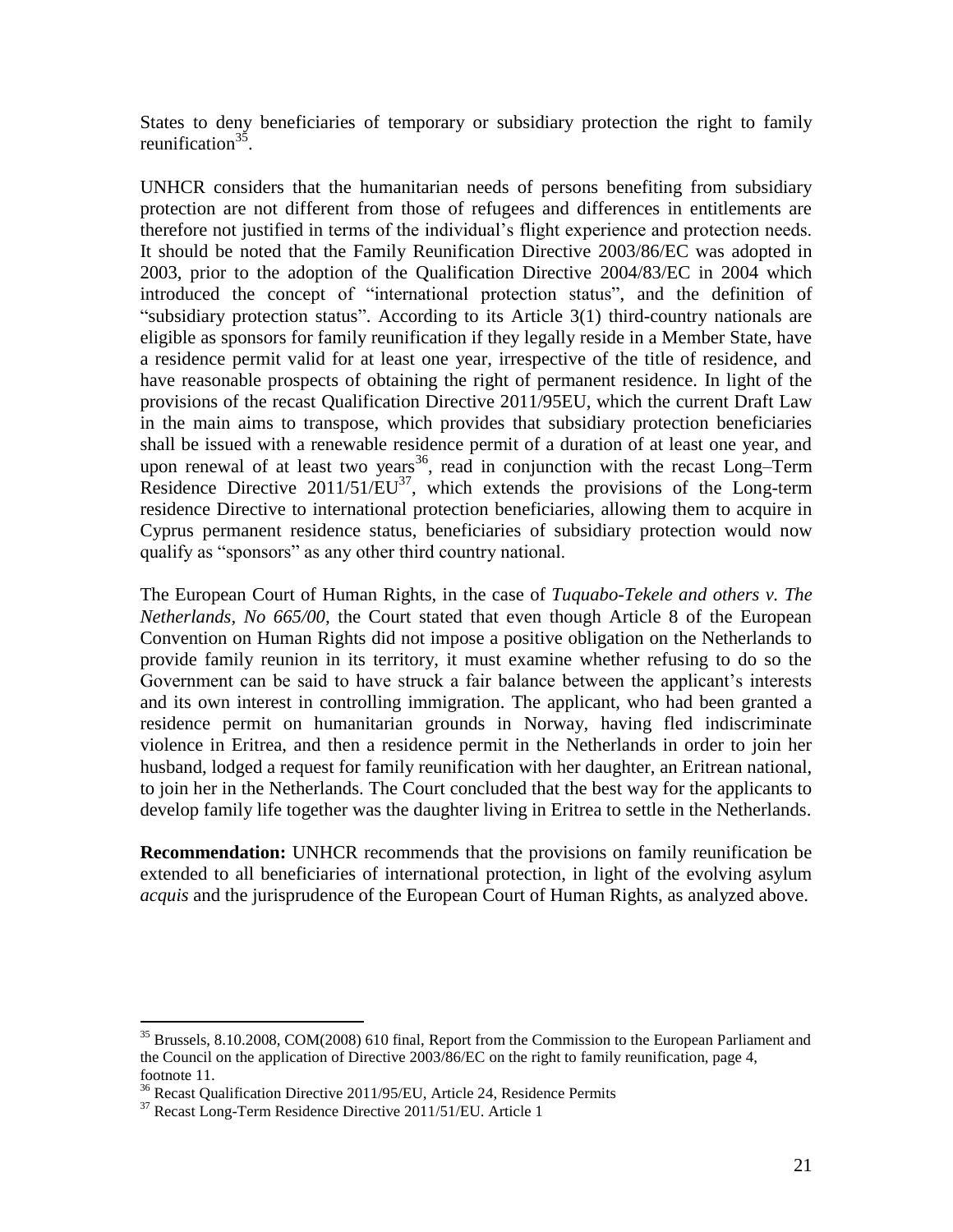States to deny beneficiaries of temporary or subsidiary protection the right to family reunification[35].

UNHCR considers that the humanitarian needs of persons benefiting from subsidiary protection are not different from those of refugees and differences in entitlements are therefore not justified in terms of the individual's flight experience and protection needs. It should be noted that the Family Reunification Directive 2003/86/EC was adopted in 2003, prior to the adoption of the Qualification Directive 2004/83/EC in 2004 which introduced the concept of "international protection status", and the definition of "subsidiary protection status". According to its Article 3(1) third-country nationals are eligible as sponsors for family reunification if they legally reside in a Member State, have a residence permit valid for at least one year, irrespective of the title of residence, and have reasonable prospects of obtaining the right of permanent residence. In light of the provisions of the recast Qualification Directive 2011/95EU, which the current Draft Law in the main aims to transpose, which provides that subsidiary protection beneficiaries shall be issued with a renewable residence permit of a duration of at least one year, and upon renewal of at least two years[36], read in conjunction with the recast Long–Term Residence Directive 2011/51/EU[37], which extends the provisions of the Long-term residence Directive to international protection beneficiaries, allowing them to acquire in Cyprus permanent residence status, beneficiaries of subsidiary protection would now qualify as "sponsors" as any other third country national.

The European Court of Human Rights, in the case of *Tuquabo-Tekele and others v. The Netherlands, No 665/00*, the Court stated that even though Article 8 of the European Convention on Human Rights did not impose a positive obligation on the Netherlands to provide family reunion in its territory, it must examine whether refusing to do so the Government can be said to have struck a fair balance between the applicant's interests and its own interest in controlling immigration. The applicant, who had been granted a residence permit on humanitarian grounds in Norway, having fled indiscriminate violence in Eritrea, and then a residence permit in the Netherlands in order to join her husband, lodged a request for family reunification with her daughter, an Eritrean national, to join her in the Netherlands. The Court concluded that the best way for the applicants to develop family life together was the daughter living in Eritrea to settle in the Netherlands.

**Recommendation:** UNHCR recommends that the provisions on family reunification be extended to all beneficiaries of international protection, in light of the evolving asylum *acquis* and the jurisprudence of the European Court of Human Rights, as analyzed above.

---

[35] Brussels, 8.10.2008, COM(2008) 610 final, Report from the Commission to the European Parliament and the Council on the application of Directive 2003/86/EC on the right to family reunification, page 4, footnote 11.

[36] Recast Qualification Directive 2011/95/EU, Article 24, Residence Permits

[37] Recast Long-Term Residence Directive 2011/51/EU. Article 1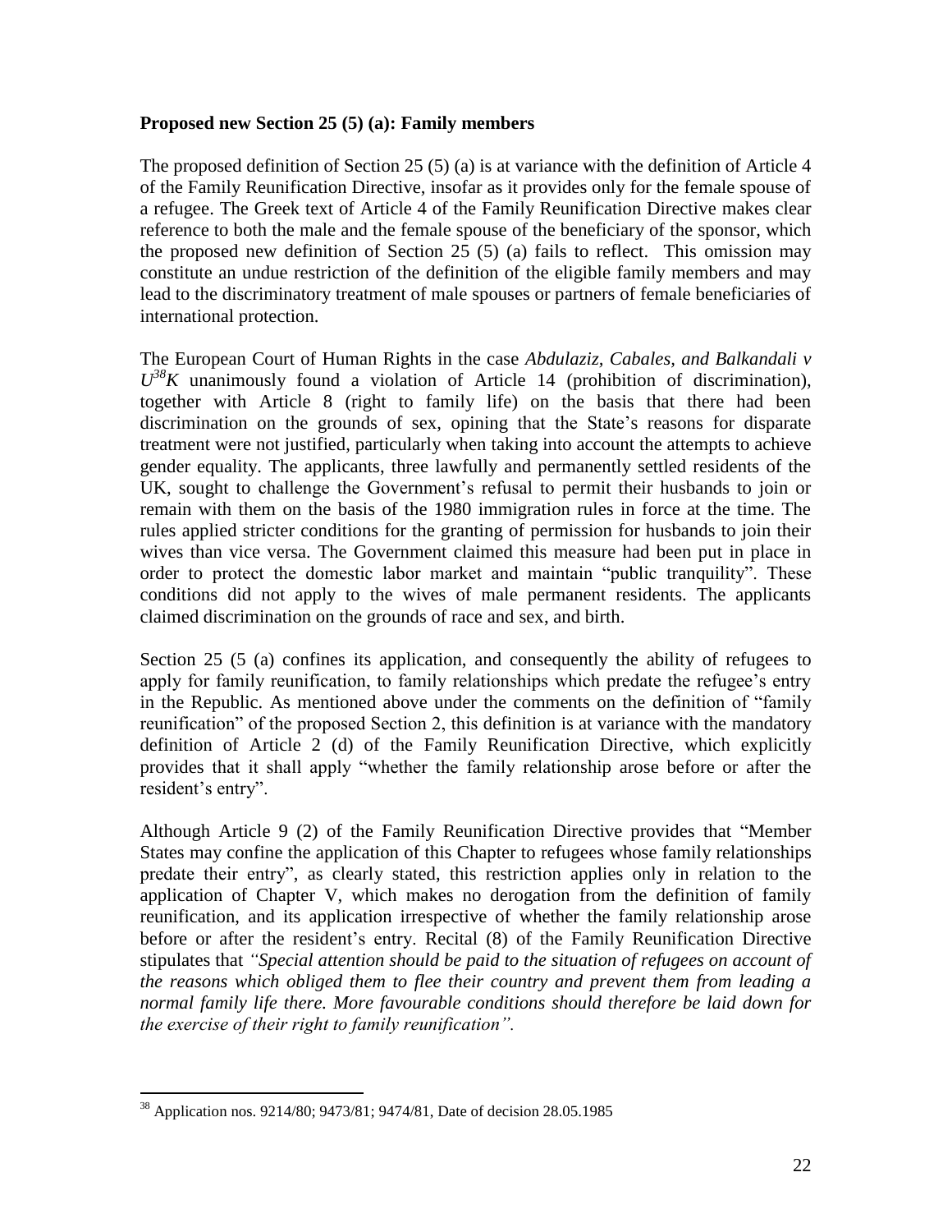**Proposed new Section 25 (5) (a): Family members**

The proposed definition of Section 25 (5) (a) is at variance with the definition of Article 4 of the Family Reunification Directive, insofar as it provides only for the female spouse of a refugee. The Greek text of Article 4 of the Family Reunification Directive makes clear reference to both the male and the female spouse of the beneficiary of the sponsor, which the proposed new definition of Section 25 (5) (a) fails to reflect. This omission may constitute an undue restriction of the definition of the eligible family members and may lead to the discriminatory treatment of male spouses or partners of female beneficiaries of international protection.

The European Court of Human Rights in the case *Abdulaziz, Cabales, and Balkandali v U[38]K* unanimously found a violation of Article 14 (prohibition of discrimination), together with Article 8 (right to family life) on the basis that there had been discrimination on the grounds of sex, opining that the State's reasons for disparate treatment were not justified, particularly when taking into account the attempts to achieve gender equality. The applicants, three lawfully and permanently settled residents of the UK, sought to challenge the Government's refusal to permit their husbands to join or remain with them on the basis of the 1980 immigration rules in force at the time. The rules applied stricter conditions for the granting of permission for husbands to join their wives than vice versa. The Government claimed this measure had been put in place in order to protect the domestic labor market and maintain "public tranquility". These conditions did not apply to the wives of male permanent residents. The applicants claimed discrimination on the grounds of race and sex, and birth.

Section 25 (5 (a) confines its application, and consequently the ability of refugees to apply for family reunification, to family relationships which predate the refugee's entry in the Republic. As mentioned above under the comments on the definition of "family reunification" of the proposed Section 2, this definition is at variance with the mandatory definition of Article 2 (d) of the Family Reunification Directive, which explicitly provides that it shall apply "whether the family relationship arose before or after the resident's entry".

Although Article 9 (2) of the Family Reunification Directive provides that "Member States may confine the application of this Chapter to refugees whose family relationships predate their entry", as clearly stated, this restriction applies only in relation to the application of Chapter V, which makes no derogation from the definition of family reunification, and its application irrespective of whether the family relationship arose before or after the resident's entry. Recital (8) of the Family Reunification Directive stipulates that *"Special attention should be paid to the situation of refugees on account of the reasons which obliged them to flee their country and prevent them from leading a normal family life there. More favourable conditions should therefore be laid down for the exercise of their right to family reunification".*

---

[38] Application nos. 9214/80; 9473/81; 9474/81, Date of decision 28.05.1985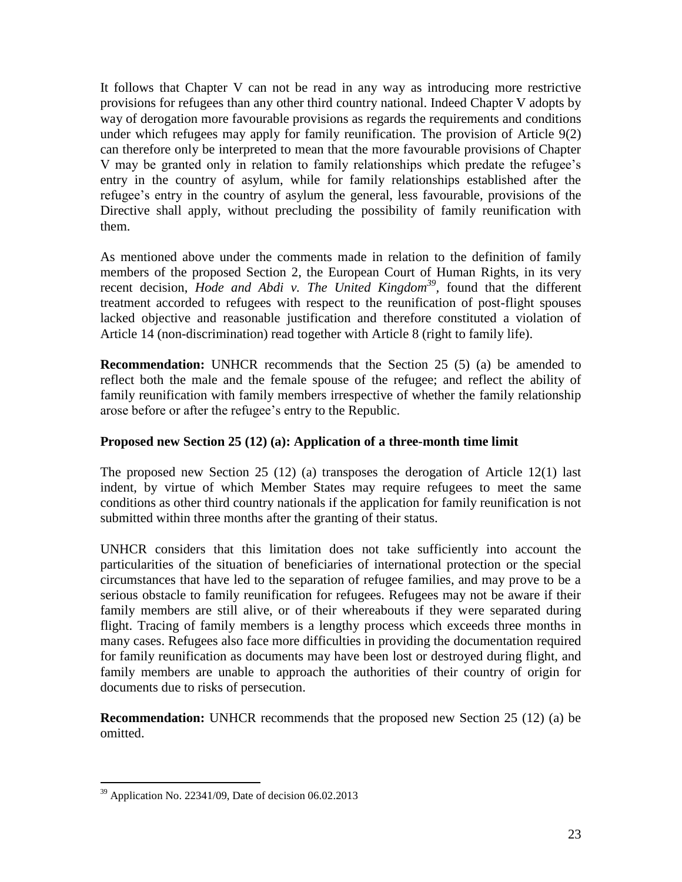It follows that Chapter V can not be read in any way as introducing more restrictive provisions for refugees than any other third country national. Indeed Chapter V adopts by way of derogation more favourable provisions as regards the requirements and conditions under which refugees may apply for family reunification. The provision of Article 9(2) can therefore only be interpreted to mean that the more favourable provisions of Chapter V may be granted only in relation to family relationships which predate the refugee's entry in the country of asylum, while for family relationships established after the refugee's entry in the country of asylum the general, less favourable, provisions of the Directive shall apply, without precluding the possibility of family reunification with them.

As mentioned above under the comments made in relation to the definition of family members of the proposed Section 2, the European Court of Human Rights, in its very recent decision, *Hode and Abdi v. The United Kingdom*[39], found that the different treatment accorded to refugees with respect to the reunification of post-flight spouses lacked objective and reasonable justification and therefore constituted a violation of Article 14 (non-discrimination) read together with Article 8 (right to family life).

**Recommendation:** UNHCR recommends that the Section 25 (5) (a) be amended to reflect both the male and the female spouse of the refugee; and reflect the ability of family reunification with family members irrespective of whether the family relationship arose before or after the refugee's entry to the Republic.

**Proposed new Section 25 (12) (a): Application of a three-month time limit**

The proposed new Section 25 (12) (a) transposes the derogation of Article 12(1) last indent, by virtue of which Member States may require refugees to meet the same conditions as other third country nationals if the application for family reunification is not submitted within three months after the granting of their status.

UNHCR considers that this limitation does not take sufficiently into account the particularities of the situation of beneficiaries of international protection or the special circumstances that have led to the separation of refugee families, and may prove to be a serious obstacle to family reunification for refugees. Refugees may not be aware if their family members are still alive, or of their whereabouts if they were separated during flight. Tracing of family members is a lengthy process which exceeds three months in many cases. Refugees also face more difficulties in providing the documentation required for family reunification as documents may have been lost or destroyed during flight, and family members are unable to approach the authorities of their country of origin for documents due to risks of persecution.

**Recommendation:** UNHCR recommends that the proposed new Section 25 (12) (a) be omitted.

---

[39] Application No. 22341/09, Date of decision 06.02.2013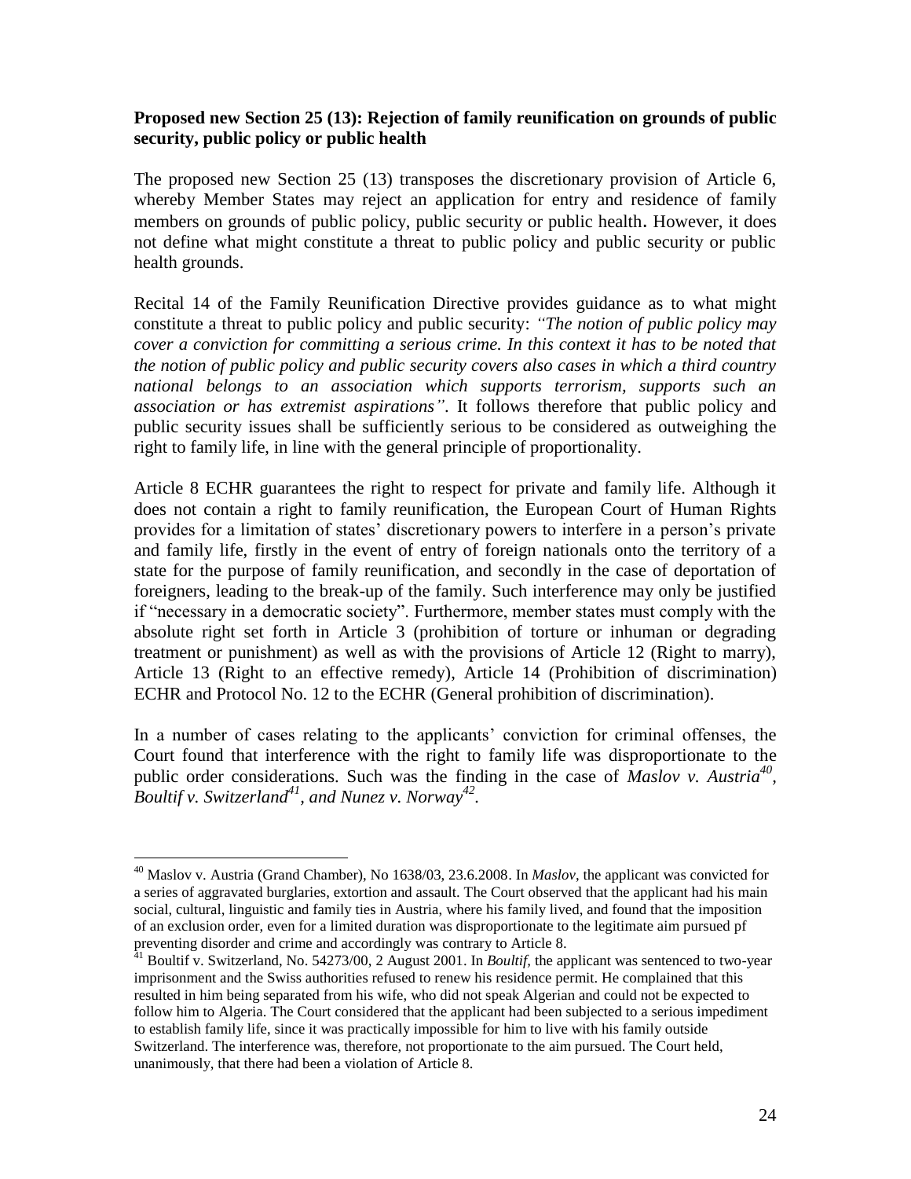**Proposed new Section 25 (13): Rejection of family reunification on grounds of public security, public policy or public health**

The proposed new Section 25 (13) transposes the discretionary provision of Article 6, whereby Member States may reject an application for entry and residence of family members on grounds of public policy, public security or public health. However, it does not define what might constitute a threat to public policy and public security or public health grounds.

Recital 14 of the Family Reunification Directive provides guidance as to what might constitute a threat to public policy and public security: *"The notion of public policy may cover a conviction for committing a serious crime. In this context it has to be noted that the notion of public policy and public security covers also cases in which a third country national belongs to an association which supports terrorism, supports such an association or has extremist aspirations"*. It follows therefore that public policy and public security issues shall be sufficiently serious to be considered as outweighing the right to family life, in line with the general principle of proportionality.

Article 8 ECHR guarantees the right to respect for private and family life. Although it does not contain a right to family reunification, the European Court of Human Rights provides for a limitation of states' discretionary powers to interfere in a person's private and family life, firstly in the event of entry of foreign nationals onto the territory of a state for the purpose of family reunification, and secondly in the case of deportation of foreigners, leading to the break-up of the family. Such interference may only be justified if "necessary in a democratic society". Furthermore, member states must comply with the absolute right set forth in Article 3 (prohibition of torture or inhuman or degrading treatment or punishment) as well as with the provisions of Article 12 (Right to marry), Article 13 (Right to an effective remedy), Article 14 (Prohibition of discrimination) ECHR and Protocol No. 12 to the ECHR (General prohibition of discrimination).

In a number of cases relating to the applicants' conviction for criminal offenses, the Court found that interference with the right to family life was disproportionate to the public order considerations. Such was the finding in the case of *Maslov v. Austria*[40], *Boultif v. Switzerland*[41], *and Nunez v. Norway*[42].

---

[40] Maslov v. Austria (Grand Chamber), No 1638/03, 23.6.2008. In *Maslov*, the applicant was convicted for a series of aggravated burglaries, extortion and assault. The Court observed that the applicant had his main social, cultural, linguistic and family ties in Austria, where his family lived, and found that the imposition of an exclusion order, even for a limited duration was disproportionate to the legitimate aim pursued pf preventing disorder and crime and accordingly was contrary to Article 8.

[41] Boultif v. Switzerland, No. 54273/00, 2 August 2001. In *Boultif*, the applicant was sentenced to two-year imprisonment and the Swiss authorities refused to renew his residence permit. He complained that this resulted in him being separated from his wife, who did not speak Algerian and could not be expected to follow him to Algeria. The Court considered that the applicant had been subjected to a serious impediment to establish family life, since it was practically impossible for him to live with his family outside Switzerland. The interference was, therefore, not proportionate to the aim pursued. The Court held, unanimously, that there had been a violation of Article 8.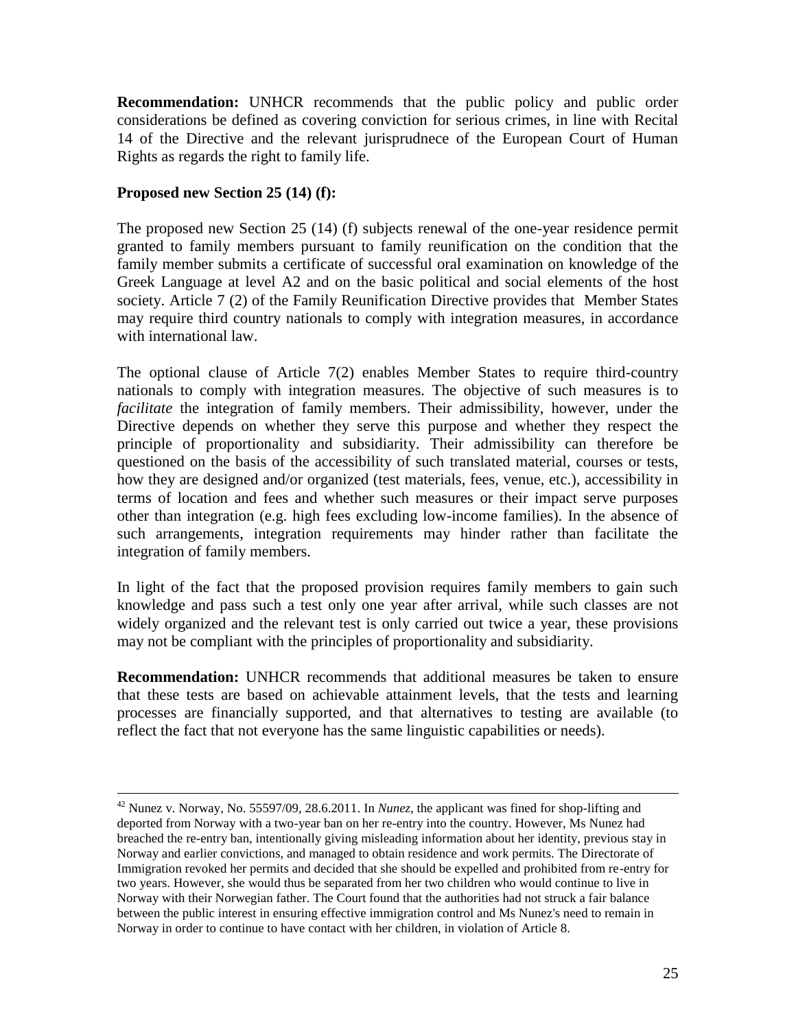**Recommendation:** UNHCR recommends that the public policy and public order considerations be defined as covering conviction for serious crimes, in line with Recital 14 of the Directive and the relevant jurisprudnece of the European Court of Human Rights as regards the right to family life.

**Proposed new Section 25 (14) (f):**

The proposed new Section 25 (14) (f) subjects renewal of the one-year residence permit granted to family members pursuant to family reunification on the condition that the family member submits a certificate of successful oral examination on knowledge of the Greek Language at level A2 and on the basic political and social elements of the host society. Article 7 (2) of the Family Reunification Directive provides that Member States may require third country nationals to comply with integration measures, in accordance with international law.

The optional clause of Article 7(2) enables Member States to require third-country nationals to comply with integration measures. The objective of such measures is to *facilitate* the integration of family members. Their admissibility, however, under the Directive depends on whether they serve this purpose and whether they respect the principle of proportionality and subsidiarity. Their admissibility can therefore be questioned on the basis of the accessibility of such translated material, courses or tests, how they are designed and/or organized (test materials, fees, venue, etc.), accessibility in terms of location and fees and whether such measures or their impact serve purposes other than integration (e.g. high fees excluding low-income families). In the absence of such arrangements, integration requirements may hinder rather than facilitate the integration of family members.

In light of the fact that the proposed provision requires family members to gain such knowledge and pass such a test only one year after arrival, while such classes are not widely organized and the relevant test is only carried out twice a year, these provisions may not be compliant with the principles of proportionality and subsidiarity.

**Recommendation:** UNHCR recommends that additional measures be taken to ensure that these tests are based on achievable attainment levels, that the tests and learning processes are financially supported, and that alternatives to testing are available (to reflect the fact that not everyone has the same linguistic capabilities or needs).

---

[42] Nunez v. Norway, No. 55597/09, 28.6.2011. In *Nunez*, the applicant was fined for shop-lifting and deported from Norway with a two-year ban on her re-entry into the country. However, Ms Nunez had breached the re-entry ban, intentionally giving misleading information about her identity, previous stay in Norway and earlier convictions, and managed to obtain residence and work permits. The Directorate of Immigration revoked her permits and decided that she should be expelled and prohibited from re-entry for two years. However, she would thus be separated from her two children who would continue to live in Norway with their Norwegian father. The Court found that the authorities had not struck a fair balance between the public interest in ensuring effective immigration control and Ms Nunez's need to remain in Norway in order to continue to have contact with her children, in violation of Article 8.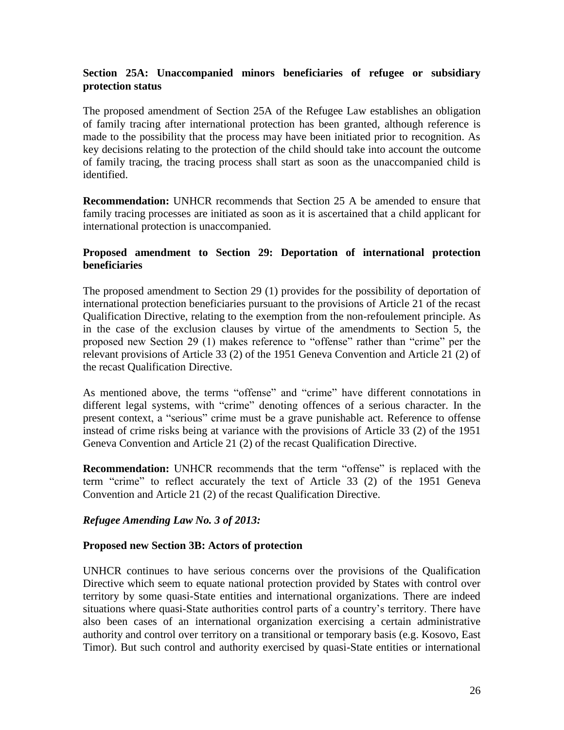**Section 25A: Unaccompanied minors beneficiaries of refugee or subsidiary protection status**

The proposed amendment of Section 25A of the Refugee Law establishes an obligation of family tracing after international protection has been granted, although reference is made to the possibility that the process may have been initiated prior to recognition. As key decisions relating to the protection of the child should take into account the outcome of family tracing, the tracing process shall start as soon as the unaccompanied child is identified.

**Recommendation:** UNHCR recommends that Section 25 A be amended to ensure that family tracing processes are initiated as soon as it is ascertained that a child applicant for international protection is unaccompanied.

**Proposed amendment to Section 29: Deportation of international protection beneficiaries**

The proposed amendment to Section 29 (1) provides for the possibility of deportation of international protection beneficiaries pursuant to the provisions of Article 21 of the recast Qualification Directive, relating to the exemption from the non-refoulement principle. As in the case of the exclusion clauses by virtue of the amendments to Section 5, the proposed new Section 29 (1) makes reference to "offense" rather than "crime" per the relevant provisions of Article 33 (2) of the 1951 Geneva Convention and Article 21 (2) of the recast Qualification Directive.

As mentioned above, the terms "offense" and "crime" have different connotations in different legal systems, with "crime" denoting offences of a serious character. In the present context, a "serious" crime must be a grave punishable act. Reference to offense instead of crime risks being at variance with the provisions of Article 33 (2) of the 1951 Geneva Convention and Article 21 (2) of the recast Qualification Directive.

**Recommendation:** UNHCR recommends that the term "offense" is replaced with the term "crime" to reflect accurately the text of Article 33 (2) of the 1951 Geneva Convention and Article 21 (2) of the recast Qualification Directive.

***Refugee Amending Law No. 3 of 2013:***

**Proposed new Section 3B: Actors of protection**

UNHCR continues to have serious concerns over the provisions of the Qualification Directive which seem to equate national protection provided by States with control over territory by some quasi-State entities and international organizations. There are indeed situations where quasi-State authorities control parts of a country's territory. There have also been cases of an international organization exercising a certain administrative authority and control over territory on a transitional or temporary basis (e.g. Kosovo, East Timor). But such control and authority exercised by quasi-State entities or international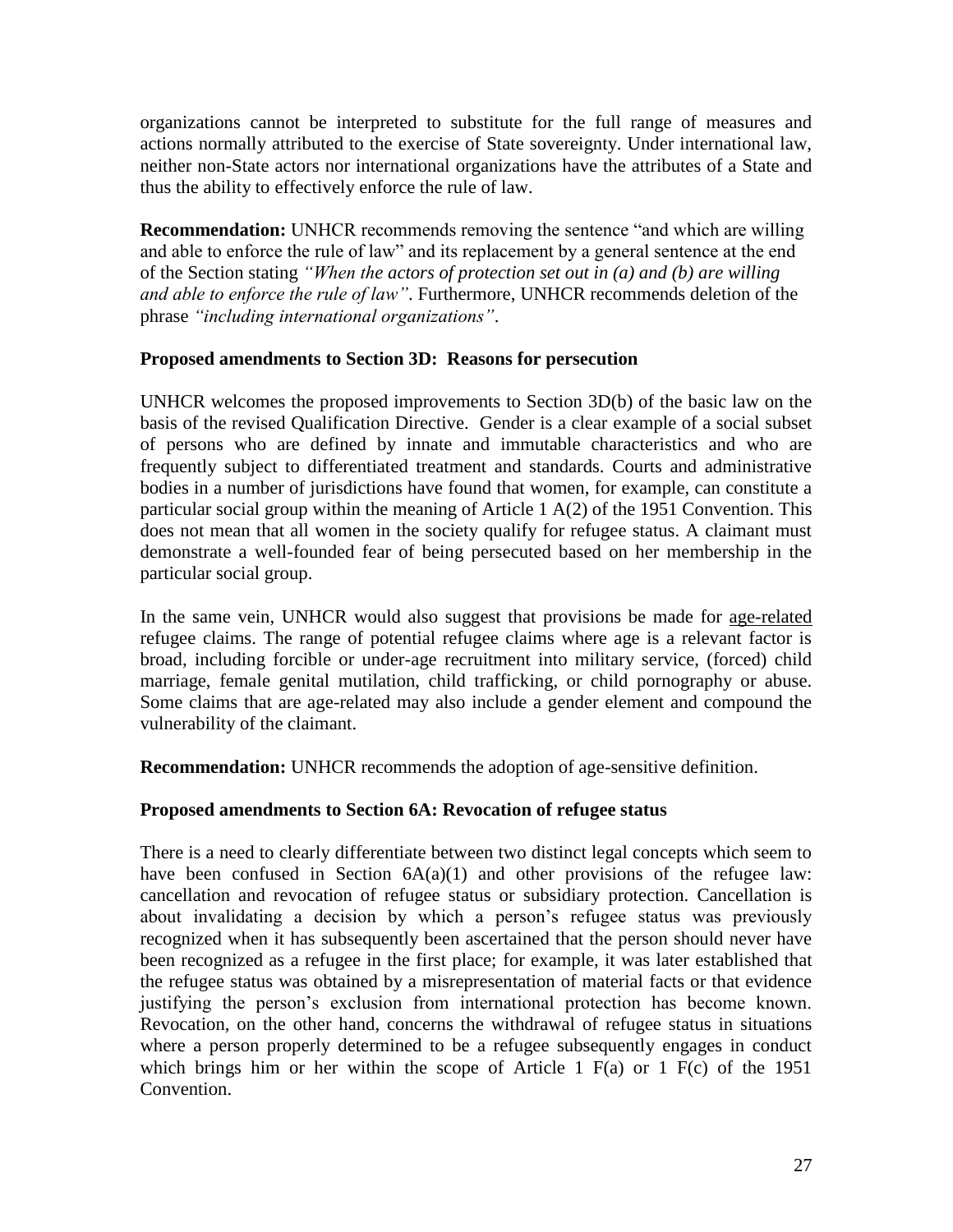organizations cannot be interpreted to substitute for the full range of measures and actions normally attributed to the exercise of State sovereignty. Under international law, neither non-State actors nor international organizations have the attributes of a State and thus the ability to effectively enforce the rule of law.

**Recommendation:** UNHCR recommends removing the sentence "and which are willing and able to enforce the rule of law" and its replacement by a general sentence at the end of the Section stating *"When the actors of protection set out in (a) and (b) are willing and able to enforce the rule of law"*. Furthermore, UNHCR recommends deletion of the phrase *"including international organizations"*.

**Proposed amendments to Section 3D: Reasons for persecution**

UNHCR welcomes the proposed improvements to Section 3D(b) of the basic law on the basis of the revised Qualification Directive. Gender is a clear example of a social subset of persons who are defined by innate and immutable characteristics and who are frequently subject to differentiated treatment and standards. Courts and administrative bodies in a number of jurisdictions have found that women, for example, can constitute a particular social group within the meaning of Article 1 A(2) of the 1951 Convention. This does not mean that all women in the society qualify for refugee status. A claimant must demonstrate a well-founded fear of being persecuted based on her membership in the particular social group.

In the same vein, UNHCR would also suggest that provisions be made for age-related refugee claims. The range of potential refugee claims where age is a relevant factor is broad, including forcible or under-age recruitment into military service, (forced) child marriage, female genital mutilation, child trafficking, or child pornography or abuse. Some claims that are age-related may also include a gender element and compound the vulnerability of the claimant.

**Recommendation:** UNHCR recommends the adoption of age-sensitive definition.

**Proposed amendments to Section 6A: Revocation of refugee status**

There is a need to clearly differentiate between two distinct legal concepts which seem to have been confused in Section 6A(a)(1) and other provisions of the refugee law: cancellation and revocation of refugee status or subsidiary protection. Cancellation is about invalidating a decision by which a person's refugee status was previously recognized when it has subsequently been ascertained that the person should never have been recognized as a refugee in the first place; for example, it was later established that the refugee status was obtained by a misrepresentation of material facts or that evidence justifying the person's exclusion from international protection has become known. Revocation, on the other hand, concerns the withdrawal of refugee status in situations where a person properly determined to be a refugee subsequently engages in conduct which brings him or her within the scope of Article 1 F(a) or 1 F(c) of the 1951 Convention.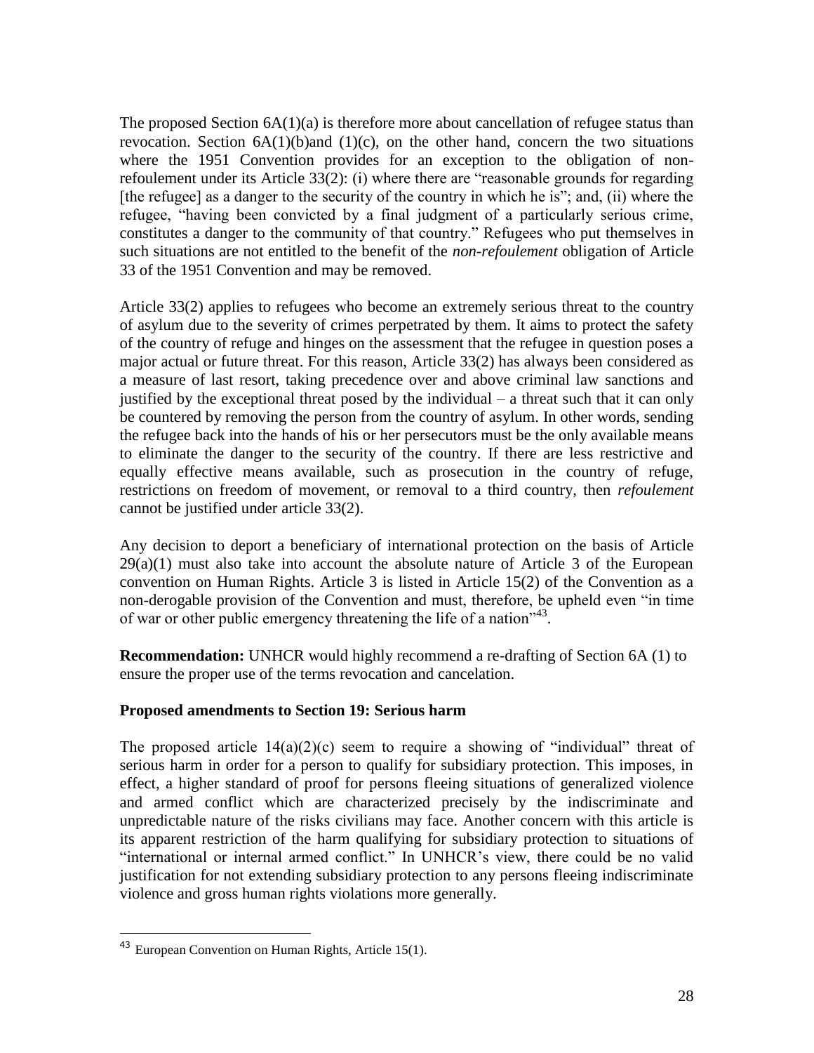The proposed Section 6A(1)(a) is therefore more about cancellation of refugee status than revocation. Section 6A(1)(b)and (1)(c), on the other hand, concern the two situations where the 1951 Convention provides for an exception to the obligation of non-refoulement under its Article 33(2): (i) where there are "reasonable grounds for regarding [the refugee] as a danger to the security of the country in which he is"; and, (ii) where the refugee, "having been convicted by a final judgment of a particularly serious crime, constitutes a danger to the community of that country." Refugees who put themselves in such situations are not entitled to the benefit of the *non-refoulement* obligation of Article 33 of the 1951 Convention and may be removed.

Article 33(2) applies to refugees who become an extremely serious threat to the country of asylum due to the severity of crimes perpetrated by them. It aims to protect the safety of the country of refuge and hinges on the assessment that the refugee in question poses a major actual or future threat. For this reason, Article 33(2) has always been considered as a measure of last resort, taking precedence over and above criminal law sanctions and justified by the exceptional threat posed by the individual – a threat such that it can only be countered by removing the person from the country of asylum. In other words, sending the refugee back into the hands of his or her persecutors must be the only available means to eliminate the danger to the security of the country. If there are less restrictive and equally effective means available, such as prosecution in the country of refuge, restrictions on freedom of movement, or removal to a third country, then *refoulement* cannot be justified under article 33(2).

Any decision to deport a beneficiary of international protection on the basis of Article 29(a)(1) must also take into account the absolute nature of Article 3 of the European convention on Human Rights. Article 3 is listed in Article 15(2) of the Convention as a non-derogable provision of the Convention and must, therefore, be upheld even "in time of war or other public emergency threatening the life of a nation"[43].

**Recommendation:** UNHCR would highly recommend a re-drafting of Section 6A (1) to ensure the proper use of the terms revocation and cancelation.

**Proposed amendments to Section 19: Serious harm**

The proposed article 14(a)(2)(c) seem to require a showing of "individual" threat of serious harm in order for a person to qualify for subsidiary protection. This imposes, in effect, a higher standard of proof for persons fleeing situations of generalized violence and armed conflict which are characterized precisely by the indiscriminate and unpredictable nature of the risks civilians may face. Another concern with this article is its apparent restriction of the harm qualifying for subsidiary protection to situations of "international or internal armed conflict." In UNHCR's view, there could be no valid justification for not extending subsidiary protection to any persons fleeing indiscriminate violence and gross human rights violations more generally.

---

[43] European Convention on Human Rights, Article 15(1).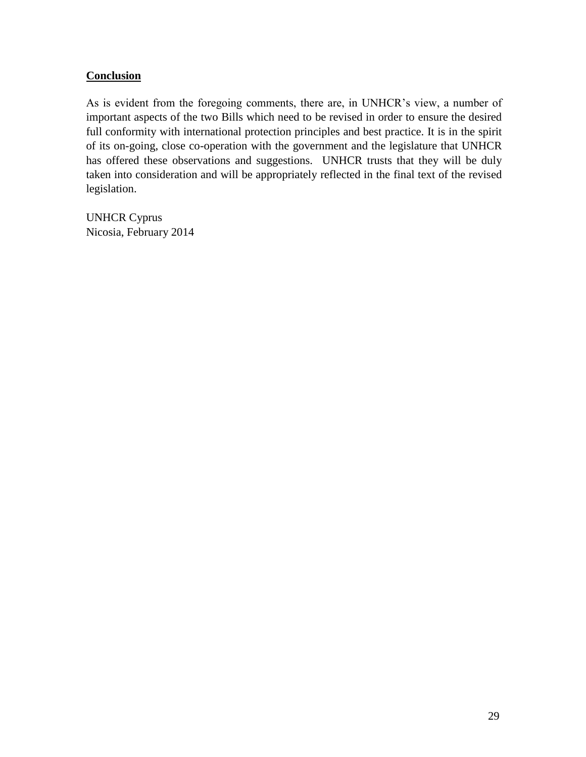## Conclusion

As is evident from the foregoing comments, there are, in UNHCR's view, a number of important aspects of the two Bills which need to be revised in order to ensure the desired full conformity with international protection principles and best practice. It is in the spirit of its on-going, close co-operation with the government and the legislature that UNHCR has offered these observations and suggestions. UNHCR trusts that they will be duly taken into consideration and will be appropriately reflected in the final text of the revised legislation.

UNHCR Cyprus
Nicosia, February 2014